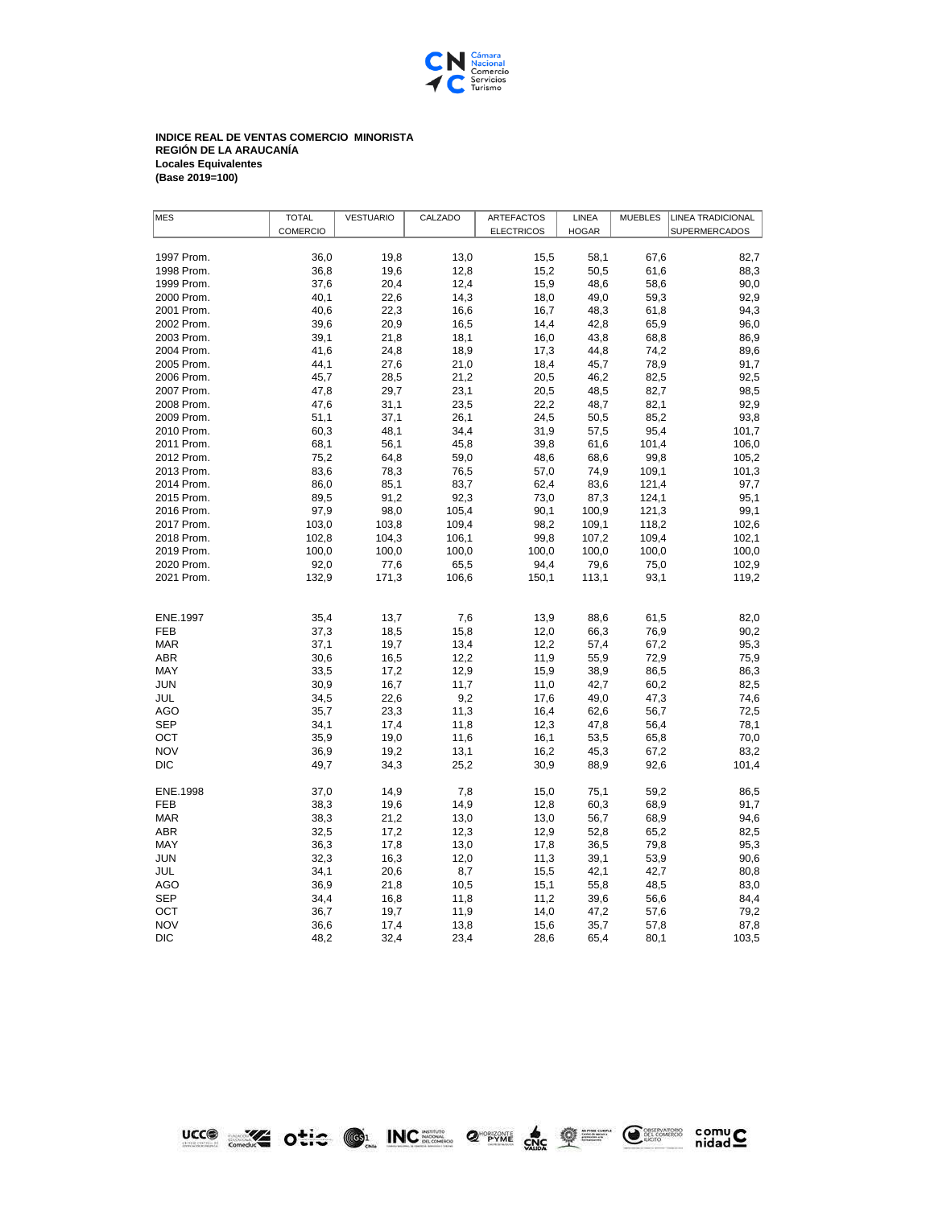**INDICE REAL DE VENTAS COMERCIO MINORISTA**
**REGIÓN DE LA ARAUCANÍA**
**Locales Equivalentes**
**(Base 2019=100)**

| MES | TOTAL COMERCIO | VESTUARIO | CALZADO | ARTEFACTOS ELECTRICOS | LINEA HOGAR | MUEBLES | LINEA TRADICIONAL SUPERMERCADOS |
|---|---|---|---|---|---|---|---|
| 1997 Prom. | 36,0 | 19,8 | 13,0 | 15,5 | 58,1 | 67,6 | 82,7 |
| 1998 Prom. | 36,8 | 19,6 | 12,8 | 15,2 | 50,5 | 61,6 | 88,3 |
| 1999 Prom. | 37,6 | 20,4 | 12,4 | 15,9 | 48,6 | 58,6 | 90,0 |
| 2000 Prom. | 40,1 | 22,6 | 14,3 | 18,0 | 49,0 | 59,3 | 92,9 |
| 2001 Prom. | 40,6 | 22,3 | 16,6 | 16,7 | 48,3 | 61,8 | 94,3 |
| 2002 Prom. | 39,6 | 20,9 | 16,5 | 14,4 | 42,8 | 65,9 | 96,0 |
| 2003 Prom. | 39,1 | 21,8 | 18,1 | 16,0 | 43,8 | 68,8 | 86,9 |
| 2004 Prom. | 41,6 | 24,8 | 18,9 | 17,3 | 44,8 | 74,2 | 89,6 |
| 2005 Prom. | 44,1 | 27,6 | 21,0 | 18,4 | 45,7 | 78,9 | 91,7 |
| 2006 Prom. | 45,7 | 28,5 | 21,2 | 20,5 | 46,2 | 82,5 | 92,5 |
| 2007 Prom. | 47,8 | 29,7 | 23,1 | 20,5 | 48,5 | 82,7 | 98,5 |
| 2008 Prom. | 47,6 | 31,1 | 23,5 | 22,2 | 48,7 | 82,1 | 92,9 |
| 2009 Prom. | 51,1 | 37,1 | 26,1 | 24,5 | 50,5 | 85,2 | 93,8 |
| 2010 Prom. | 60,3 | 48,1 | 34,4 | 31,9 | 57,5 | 95,4 | 101,7 |
| 2011 Prom. | 68,1 | 56,1 | 45,8 | 39,8 | 61,6 | 101,4 | 106,0 |
| 2012 Prom. | 75,2 | 64,8 | 59,0 | 48,6 | 68,6 | 99,8 | 105,2 |
| 2013 Prom. | 83,6 | 78,3 | 76,5 | 57,0 | 74,9 | 109,1 | 101,3 |
| 2014 Prom. | 86,0 | 85,1 | 83,7 | 62,4 | 83,6 | 121,4 | 97,7 |
| 2015 Prom. | 89,5 | 91,2 | 92,3 | 73,0 | 87,3 | 124,1 | 95,1 |
| 2016 Prom. | 97,9 | 98,0 | 105,4 | 90,1 | 100,9 | 121,3 | 99,1 |
| 2017 Prom. | 103,0 | 103,8 | 109,4 | 98,2 | 109,1 | 118,2 | 102,6 |
| 2018 Prom. | 102,8 | 104,3 | 106,1 | 99,8 | 107,2 | 109,4 | 102,1 |
| 2019 Prom. | 100,0 | 100,0 | 100,0 | 100,0 | 100,0 | 100,0 | 100,0 |
| 2020 Prom. | 92,0 | 77,6 | 65,5 | 94,4 | 79,6 | 75,0 | 102,9 |
| 2021 Prom. | 132,9 | 171,3 | 106,6 | 150,1 | 113,1 | 93,1 | 119,2 |
| | | | | | | | |
| ENE.1997 | 35,4 | 13,7 | 7,6 | 13,9 | 88,6 | 61,5 | 82,0 |
| FEB | 37,3 | 18,5 | 15,8 | 12,0 | 66,3 | 76,9 | 90,2 |
| MAR | 37,1 | 19,7 | 13,4 | 12,2 | 57,4 | 67,2 | 95,3 |
| ABR | 30,6 | 16,5 | 12,2 | 11,9 | 55,9 | 72,9 | 75,9 |
| MAY | 33,5 | 17,2 | 12,9 | 15,9 | 38,9 | 86,5 | 86,3 |
| JUN | 30,9 | 16,7 | 11,7 | 11,0 | 42,7 | 60,2 | 82,5 |
| JUL | 34,5 | 22,6 | 9,2 | 17,6 | 49,0 | 47,3 | 74,6 |
| AGO | 35,7 | 23,3 | 11,3 | 16,4 | 62,6 | 56,7 | 72,5 |
| SEP | 34,1 | 17,4 | 11,8 | 12,3 | 47,8 | 56,4 | 78,1 |
| OCT | 35,9 | 19,0 | 11,6 | 16,1 | 53,5 | 65,8 | 70,0 |
| NOV | 36,9 | 19,2 | 13,1 | 16,2 | 45,3 | 67,2 | 83,2 |
| DIC | 49,7 | 34,3 | 25,2 | 30,9 | 88,9 | 92,6 | 101,4 |
| | | | | | | | |
| ENE.1998 | 37,0 | 14,9 | 7,8 | 15,0 | 75,1 | 59,2 | 86,5 |
| FEB | 38,3 | 19,6 | 14,9 | 12,8 | 60,3 | 68,9 | 91,7 |
| MAR | 38,3 | 21,2 | 13,0 | 13,0 | 56,7 | 68,9 | 94,6 |
| ABR | 32,5 | 17,2 | 12,3 | 12,9 | 52,8 | 65,2 | 82,5 |
| MAY | 36,3 | 17,8 | 13,0 | 17,8 | 36,5 | 79,8 | 95,3 |
| JUN | 32,3 | 16,3 | 12,0 | 11,3 | 39,1 | 53,9 | 90,6 |
| JUL | 34,1 | 20,6 | 8,7 | 15,5 | 42,1 | 42,7 | 80,8 |
| AGO | 36,9 | 21,8 | 10,5 | 15,1 | 55,8 | 48,5 | 83,0 |
| SEP | 34,4 | 16,8 | 11,8 | 11,2 | 39,6 | 56,6 | 84,4 |
| OCT | 36,7 | 19,7 | 11,9 | 14,0 | 47,2 | 57,6 | 79,2 |
| NOV | 36,6 | 17,4 | 13,8 | 15,6 | 35,7 | 57,8 | 87,8 |
| DIC | 48,2 | 32,4 | 23,4 | 28,6 | 65,4 | 80,1 | 103,5 |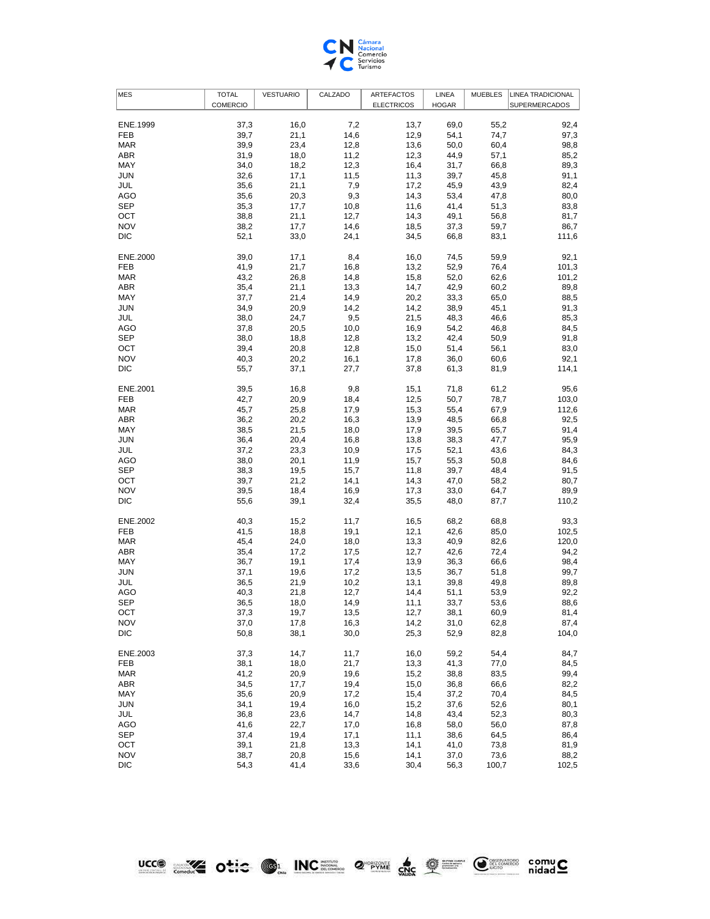| MES | TOTAL COMERCIO | VESTUARIO | CALZADO | ARTEFACTOS ELECTRICOS | LINEA HOGAR | MUEBLES | LINEA TRADICIONAL SUPERMERCADOS |
|---|---|---|---|---|---|---|---|
| ENE.1999 | 37,3 | 16,0 | 7,2 | 13,7 | 69,0 | 55,2 | 92,4 |
| FEB | 39,7 | 21,1 | 14,6 | 12,9 | 54,1 | 74,7 | 97,3 |
| MAR | 39,9 | 23,4 | 12,8 | 13,6 | 50,0 | 60,4 | 98,8 |
| ABR | 31,9 | 18,0 | 11,2 | 12,3 | 44,9 | 57,1 | 85,2 |
| MAY | 34,0 | 18,2 | 12,3 | 16,4 | 31,7 | 66,8 | 89,3 |
| JUN | 32,6 | 17,1 | 11,5 | 11,3 | 39,7 | 45,8 | 91,1 |
| JUL | 35,6 | 21,1 | 7,9 | 17,2 | 45,9 | 43,9 | 82,4 |
| AGO | 35,6 | 20,3 | 9,3 | 14,3 | 53,4 | 47,8 | 80,0 |
| SEP | 35,3 | 17,7 | 10,8 | 11,6 | 41,4 | 51,3 | 83,8 |
| OCT | 38,8 | 21,1 | 12,7 | 14,3 | 49,1 | 56,8 | 81,7 |
| NOV | 38,2 | 17,7 | 14,6 | 18,5 | 37,3 | 59,7 | 86,7 |
| DIC | 52,1 | 33,0 | 24,1 | 34,5 | 66,8 | 83,1 | 111,6 |
| ENE.2000 | 39,0 | 17,1 | 8,4 | 16,0 | 74,5 | 59,9 | 92,1 |
| FEB | 41,9 | 21,7 | 16,8 | 13,2 | 52,9 | 76,4 | 101,3 |
| MAR | 43,2 | 26,8 | 14,8 | 15,8 | 52,0 | 62,6 | 101,2 |
| ABR | 35,4 | 21,1 | 13,3 | 14,7 | 42,9 | 60,2 | 89,8 |
| MAY | 37,7 | 21,4 | 14,9 | 20,2 | 33,3 | 65,0 | 88,5 |
| JUN | 34,9 | 20,9 | 14,2 | 14,2 | 38,9 | 45,1 | 91,3 |
| JUL | 38,0 | 24,7 | 9,5 | 21,5 | 48,3 | 46,6 | 85,3 |
| AGO | 37,8 | 20,5 | 10,0 | 16,9 | 54,2 | 46,8 | 84,5 |
| SEP | 38,0 | 18,8 | 12,8 | 13,2 | 42,4 | 50,9 | 91,8 |
| OCT | 39,4 | 20,8 | 12,8 | 15,0 | 51,4 | 56,1 | 83,0 |
| NOV | 40,3 | 20,2 | 16,1 | 17,8 | 36,0 | 60,6 | 92,1 |
| DIC | 55,7 | 37,1 | 27,7 | 37,8 | 61,3 | 81,9 | 114,1 |
| ENE.2001 | 39,5 | 16,8 | 9,8 | 15,1 | 71,8 | 61,2 | 95,6 |
| FEB | 42,7 | 20,9 | 18,4 | 12,5 | 50,7 | 78,7 | 103,0 |
| MAR | 45,7 | 25,8 | 17,9 | 15,3 | 55,4 | 67,9 | 112,6 |
| ABR | 36,2 | 20,2 | 16,3 | 13,9 | 48,5 | 66,8 | 92,5 |
| MAY | 38,5 | 21,5 | 18,0 | 17,9 | 39,5 | 65,7 | 91,4 |
| JUN | 36,4 | 20,4 | 16,8 | 13,8 | 38,3 | 47,7 | 95,9 |
| JUL | 37,2 | 23,3 | 10,9 | 17,5 | 52,1 | 43,6 | 84,3 |
| AGO | 38,0 | 20,1 | 11,9 | 15,7 | 55,3 | 50,8 | 84,6 |
| SEP | 38,3 | 19,5 | 15,7 | 11,8 | 39,7 | 48,4 | 91,5 |
| OCT | 39,7 | 21,2 | 14,1 | 14,3 | 47,0 | 58,2 | 80,7 |
| NOV | 39,5 | 18,4 | 16,9 | 17,3 | 33,0 | 64,7 | 89,9 |
| DIC | 55,6 | 39,1 | 32,4 | 35,5 | 48,0 | 87,7 | 110,2 |
| ENE.2002 | 40,3 | 15,2 | 11,7 | 16,5 | 68,2 | 68,8 | 93,3 |
| FEB | 41,5 | 18,8 | 19,1 | 12,1 | 42,6 | 85,0 | 102,5 |
| MAR | 45,4 | 24,0 | 18,0 | 13,3 | 40,9 | 82,6 | 120,0 |
| ABR | 35,4 | 17,2 | 17,5 | 12,7 | 42,6 | 72,4 | 94,2 |
| MAY | 36,7 | 19,1 | 17,4 | 13,9 | 36,3 | 66,6 | 98,4 |
| JUN | 37,1 | 19,6 | 17,2 | 13,5 | 36,7 | 51,8 | 99,7 |
| JUL | 36,5 | 21,9 | 10,2 | 13,1 | 39,8 | 49,8 | 89,8 |
| AGO | 40,3 | 21,8 | 12,7 | 14,4 | 51,1 | 53,9 | 92,2 |
| SEP | 36,5 | 18,0 | 14,9 | 11,1 | 33,7 | 53,6 | 88,6 |
| OCT | 37,3 | 19,7 | 13,5 | 12,7 | 38,1 | 60,9 | 81,4 |
| NOV | 37,0 | 17,8 | 16,3 | 14,2 | 31,0 | 62,8 | 87,4 |
| DIC | 50,8 | 38,1 | 30,0 | 25,3 | 52,9 | 82,8 | 104,0 |
| ENE.2003 | 37,3 | 14,7 | 11,7 | 16,0 | 59,2 | 54,4 | 84,7 |
| FEB | 38,1 | 18,0 | 21,7 | 13,3 | 41,3 | 77,0 | 84,5 |
| MAR | 41,2 | 20,9 | 19,6 | 15,2 | 38,8 | 83,5 | 99,4 |
| ABR | 34,5 | 17,7 | 19,4 | 15,0 | 36,8 | 66,6 | 82,2 |
| MAY | 35,6 | 20,9 | 17,2 | 15,4 | 37,2 | 70,4 | 84,5 |
| JUN | 34,1 | 19,4 | 16,0 | 15,2 | 37,6 | 52,6 | 80,1 |
| JUL | 36,8 | 23,6 | 14,7 | 14,8 | 43,4 | 52,3 | 80,3 |
| AGO | 41,6 | 22,7 | 17,0 | 16,8 | 58,0 | 56,0 | 87,8 |
| SEP | 37,4 | 19,4 | 17,1 | 11,1 | 38,6 | 64,5 | 86,4 |
| OCT | 39,1 | 21,8 | 13,3 | 14,1 | 41,0 | 73,8 | 81,9 |
| NOV | 38,7 | 20,8 | 15,6 | 14,1 | 37,0 | 73,6 | 88,2 |
| DIC | 54,3 | 41,4 | 33,6 | 30,4 | 56,3 | 100,7 | 102,5 |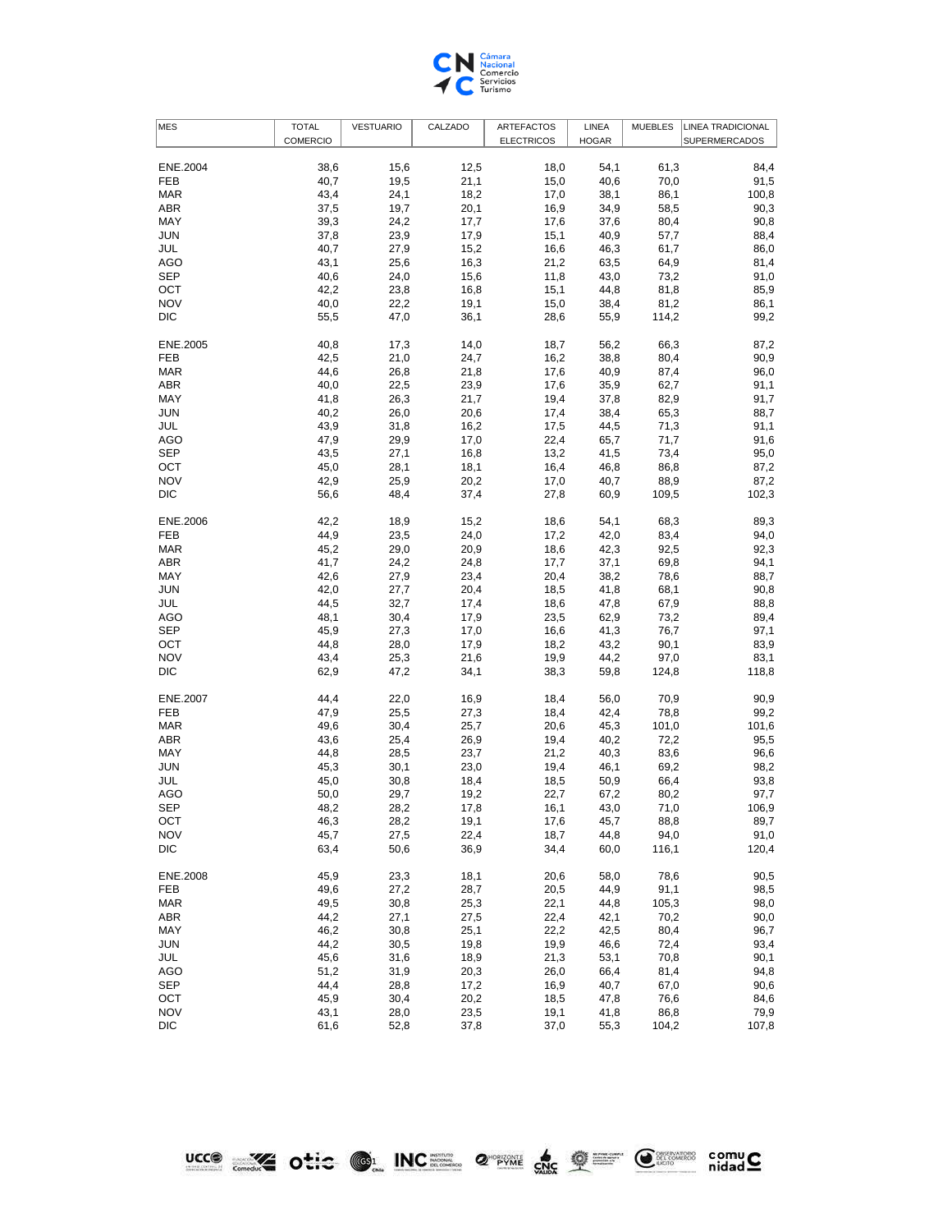| MES | TOTAL COMERCIO | VESTUARIO | CALZADO | ARTEFACTOS ELECTRICOS | LINEA HOGAR | MUEBLES | LINEA TRADICIONAL SUPERMERCADOS |
|---|---|---|---|---|---|---|---|
| ENE.2004 | 38,6 | 15,6 | 12,5 | 18,0 | 54,1 | 61,3 | 84,4 |
| FEB | 40,7 | 19,5 | 21,1 | 15,0 | 40,6 | 70,0 | 91,5 |
| MAR | 43,4 | 24,1 | 18,2 | 17,0 | 38,1 | 86,1 | 100,8 |
| ABR | 37,5 | 19,7 | 20,1 | 16,9 | 34,9 | 58,5 | 90,3 |
| MAY | 39,3 | 24,2 | 17,7 | 17,6 | 37,6 | 80,4 | 90,8 |
| JUN | 37,8 | 23,9 | 17,9 | 15,1 | 40,9 | 57,7 | 88,4 |
| JUL | 40,7 | 27,9 | 15,2 | 16,6 | 46,3 | 61,7 | 86,0 |
| AGO | 43,1 | 25,6 | 16,3 | 21,2 | 63,5 | 64,9 | 81,4 |
| SEP | 40,6 | 24,0 | 15,6 | 11,8 | 43,0 | 73,2 | 91,0 |
| OCT | 42,2 | 23,8 | 16,8 | 15,1 | 44,8 | 81,8 | 85,9 |
| NOV | 40,0 | 22,2 | 19,1 | 15,0 | 38,4 | 81,2 | 86,1 |
| DIC | 55,5 | 47,0 | 36,1 | 28,6 | 55,9 | 114,2 | 99,2 |
| ENE.2005 | 40,8 | 17,3 | 14,0 | 18,7 | 56,2 | 66,3 | 87,2 |
| FEB | 42,5 | 21,0 | 24,7 | 16,2 | 38,8 | 80,4 | 90,9 |
| MAR | 44,6 | 26,8 | 21,8 | 17,6 | 40,9 | 87,4 | 96,0 |
| ABR | 40,0 | 22,5 | 23,9 | 17,6 | 35,9 | 62,7 | 91,1 |
| MAY | 41,8 | 26,3 | 21,7 | 19,4 | 37,8 | 82,9 | 91,7 |
| JUN | 40,2 | 26,0 | 20,6 | 17,4 | 38,4 | 65,3 | 88,7 |
| JUL | 43,9 | 31,8 | 16,2 | 17,5 | 44,5 | 71,3 | 91,1 |
| AGO | 47,9 | 29,9 | 17,0 | 22,4 | 65,7 | 71,7 | 91,6 |
| SEP | 43,5 | 27,1 | 16,8 | 13,2 | 41,5 | 73,4 | 95,0 |
| OCT | 45,0 | 28,1 | 18,1 | 16,4 | 46,8 | 86,8 | 87,2 |
| NOV | 42,9 | 25,9 | 20,2 | 17,0 | 40,7 | 88,9 | 87,2 |
| DIC | 56,6 | 48,4 | 37,4 | 27,8 | 60,9 | 109,5 | 102,3 |
| ENE.2006 | 42,2 | 18,9 | 15,2 | 18,6 | 54,1 | 68,3 | 89,3 |
| FEB | 44,9 | 23,5 | 24,0 | 17,2 | 42,0 | 83,4 | 94,0 |
| MAR | 45,2 | 29,0 | 20,9 | 18,6 | 42,3 | 92,5 | 92,3 |
| ABR | 41,7 | 24,2 | 24,8 | 17,7 | 37,1 | 69,8 | 94,1 |
| MAY | 42,6 | 27,9 | 23,4 | 20,4 | 38,2 | 78,6 | 88,7 |
| JUN | 42,0 | 27,7 | 20,4 | 18,5 | 41,8 | 68,1 | 90,8 |
| JUL | 44,5 | 32,7 | 17,4 | 18,6 | 47,8 | 67,9 | 88,8 |
| AGO | 48,1 | 30,4 | 17,9 | 23,5 | 62,9 | 73,2 | 89,4 |
| SEP | 45,9 | 27,3 | 17,0 | 16,6 | 41,3 | 76,7 | 97,1 |
| OCT | 44,8 | 28,0 | 17,9 | 18,2 | 43,2 | 90,1 | 83,9 |
| NOV | 43,4 | 25,3 | 21,6 | 19,9 | 44,2 | 97,0 | 83,1 |
| DIC | 62,9 | 47,2 | 34,1 | 38,3 | 59,8 | 124,8 | 118,8 |
| ENE.2007 | 44,4 | 22,0 | 16,9 | 18,4 | 56,0 | 70,9 | 90,9 |
| FEB | 47,9 | 25,5 | 27,3 | 18,4 | 42,4 | 78,8 | 99,2 |
| MAR | 49,6 | 30,4 | 25,7 | 20,6 | 45,3 | 101,0 | 101,6 |
| ABR | 43,6 | 25,4 | 26,9 | 19,4 | 40,2 | 72,2 | 95,5 |
| MAY | 44,8 | 28,5 | 23,7 | 21,2 | 40,3 | 83,6 | 96,6 |
| JUN | 45,3 | 30,1 | 23,0 | 19,4 | 46,1 | 69,2 | 98,2 |
| JUL | 45,0 | 30,8 | 18,4 | 18,5 | 50,9 | 66,4 | 93,8 |
| AGO | 50,0 | 29,7 | 19,2 | 22,7 | 67,2 | 80,2 | 97,7 |
| SEP | 48,2 | 28,2 | 17,8 | 16,1 | 43,0 | 71,0 | 106,9 |
| OCT | 46,3 | 28,2 | 19,1 | 17,6 | 45,7 | 88,8 | 89,7 |
| NOV | 45,7 | 27,5 | 22,4 | 18,7 | 44,8 | 94,0 | 91,0 |
| DIC | 63,4 | 50,6 | 36,9 | 34,4 | 60,0 | 116,1 | 120,4 |
| ENE.2008 | 45,9 | 23,3 | 18,1 | 20,6 | 58,0 | 78,6 | 90,5 |
| FEB | 49,6 | 27,2 | 28,7 | 20,5 | 44,9 | 91,1 | 98,5 |
| MAR | 49,5 | 30,8 | 25,3 | 22,1 | 44,8 | 105,3 | 98,0 |
| ABR | 44,2 | 27,1 | 27,5 | 22,4 | 42,1 | 70,2 | 90,0 |
| MAY | 46,2 | 30,8 | 25,1 | 22,2 | 42,5 | 80,4 | 96,7 |
| JUN | 44,2 | 30,5 | 19,8 | 19,9 | 46,6 | 72,4 | 93,4 |
| JUL | 45,6 | 31,6 | 18,9 | 21,3 | 53,1 | 70,8 | 90,1 |
| AGO | 51,2 | 31,9 | 20,3 | 26,0 | 66,4 | 81,4 | 94,8 |
| SEP | 44,4 | 28,8 | 17,2 | 16,9 | 40,7 | 67,0 | 90,6 |
| OCT | 45,9 | 30,4 | 20,2 | 18,5 | 47,8 | 76,6 | 84,6 |
| NOV | 43,1 | 28,0 | 23,5 | 19,1 | 41,8 | 86,8 | 79,9 |
| DIC | 61,6 | 52,8 | 37,8 | 37,0 | 55,3 | 104,2 | 107,8 |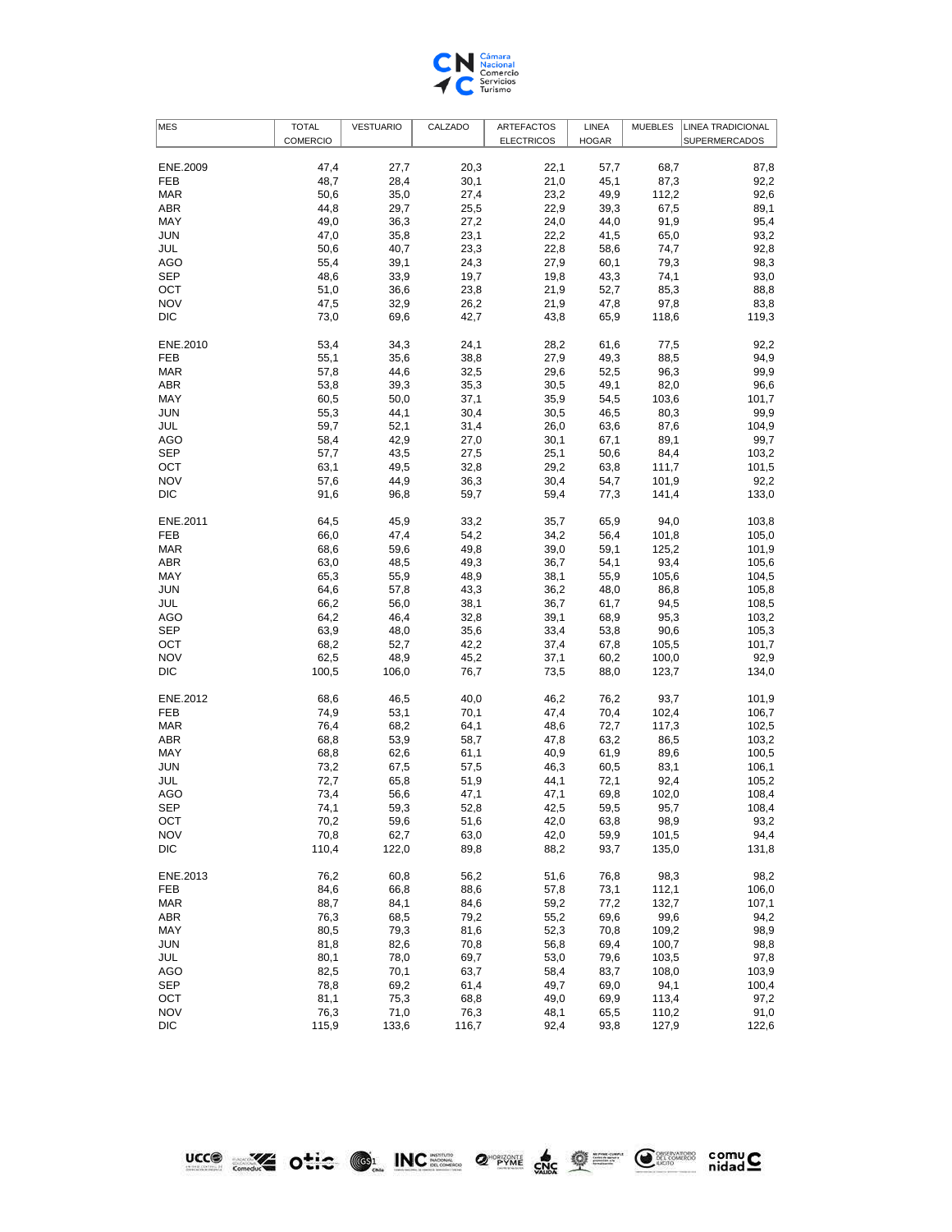| MES | TOTAL COMERCIO | VESTUARIO | CALZADO | ARTEFACTOS ELECTRICOS | LINEA HOGAR | MUEBLES | LINEA TRADICIONAL SUPERMERCADOS |
|---|---|---|---|---|---|---|---|
| ENE.2009 | 47,4 | 27,7 | 20,3 | 22,1 | 57,7 | 68,7 | 87,8 |
| FEB | 48,7 | 28,4 | 30,1 | 21,0 | 45,1 | 87,3 | 92,2 |
| MAR | 50,6 | 35,0 | 27,4 | 23,2 | 49,9 | 112,2 | 92,6 |
| ABR | 44,8 | 29,7 | 25,5 | 22,9 | 39,3 | 67,5 | 89,1 |
| MAY | 49,0 | 36,3 | 27,2 | 24,0 | 44,0 | 91,9 | 95,4 |
| JUN | 47,0 | 35,8 | 23,1 | 22,2 | 41,5 | 65,0 | 93,2 |
| JUL | 50,6 | 40,7 | 23,3 | 22,8 | 58,6 | 74,7 | 92,8 |
| AGO | 55,4 | 39,1 | 24,3 | 27,9 | 60,1 | 79,3 | 98,3 |
| SEP | 48,6 | 33,9 | 19,7 | 19,8 | 43,3 | 74,1 | 93,0 |
| OCT | 51,0 | 36,6 | 23,8 | 21,9 | 52,7 | 85,3 | 88,8 |
| NOV | 47,5 | 32,9 | 26,2 | 21,9 | 47,8 | 97,8 | 83,8 |
| DIC | 73,0 | 69,6 | 42,7 | 43,8 | 65,9 | 118,6 | 119,3 |
| ENE.2010 | 53,4 | 34,3 | 24,1 | 28,2 | 61,6 | 77,5 | 92,2 |
| FEB | 55,1 | 35,6 | 38,8 | 27,9 | 49,3 | 88,5 | 94,9 |
| MAR | 57,8 | 44,6 | 32,5 | 29,6 | 52,5 | 96,3 | 99,9 |
| ABR | 53,8 | 39,3 | 35,3 | 30,5 | 49,1 | 82,0 | 96,6 |
| MAY | 60,5 | 50,0 | 37,1 | 35,9 | 54,5 | 103,6 | 101,7 |
| JUN | 55,3 | 44,1 | 30,4 | 30,5 | 46,5 | 80,3 | 99,9 |
| JUL | 59,7 | 52,1 | 31,4 | 26,0 | 63,6 | 87,6 | 104,9 |
| AGO | 58,4 | 42,9 | 27,0 | 30,1 | 67,1 | 89,1 | 99,7 |
| SEP | 57,7 | 43,5 | 27,5 | 25,1 | 50,6 | 84,4 | 103,2 |
| OCT | 63,1 | 49,5 | 32,8 | 29,2 | 63,8 | 111,7 | 101,5 |
| NOV | 57,6 | 44,9 | 36,3 | 30,4 | 54,7 | 101,9 | 92,2 |
| DIC | 91,6 | 96,8 | 59,7 | 59,4 | 77,3 | 141,4 | 133,0 |
| ENE.2011 | 64,5 | 45,9 | 33,2 | 35,7 | 65,9 | 94,0 | 103,8 |
| FEB | 66,0 | 47,4 | 54,2 | 34,2 | 56,4 | 101,8 | 105,0 |
| MAR | 68,6 | 59,6 | 49,8 | 39,0 | 59,1 | 125,2 | 101,9 |
| ABR | 63,0 | 48,5 | 49,3 | 36,7 | 54,1 | 93,4 | 105,6 |
| MAY | 65,3 | 55,9 | 48,9 | 38,1 | 55,9 | 105,6 | 104,5 |
| JUN | 64,6 | 57,8 | 43,3 | 36,2 | 48,0 | 86,8 | 105,8 |
| JUL | 66,2 | 56,0 | 38,1 | 36,7 | 61,7 | 94,5 | 108,5 |
| AGO | 64,2 | 46,4 | 32,8 | 39,1 | 68,9 | 95,3 | 103,2 |
| SEP | 63,9 | 48,0 | 35,6 | 33,4 | 53,8 | 90,6 | 105,3 |
| OCT | 68,2 | 52,7 | 42,2 | 37,4 | 67,8 | 105,5 | 101,7 |
| NOV | 62,5 | 48,9 | 45,2 | 37,1 | 60,2 | 100,0 | 92,9 |
| DIC | 100,5 | 106,0 | 76,7 | 73,5 | 88,0 | 123,7 | 134,0 |
| ENE.2012 | 68,6 | 46,5 | 40,0 | 46,2 | 76,2 | 93,7 | 101,9 |
| FEB | 74,9 | 53,1 | 70,1 | 47,4 | 70,4 | 102,4 | 106,7 |
| MAR | 76,4 | 68,2 | 64,1 | 48,6 | 72,7 | 117,3 | 102,5 |
| ABR | 68,8 | 53,9 | 58,7 | 47,8 | 63,2 | 86,5 | 103,2 |
| MAY | 68,8 | 62,6 | 61,1 | 40,9 | 61,9 | 89,6 | 100,5 |
| JUN | 73,2 | 67,5 | 57,5 | 46,3 | 60,5 | 83,1 | 106,1 |
| JUL | 72,7 | 65,8 | 51,9 | 44,1 | 72,1 | 92,4 | 105,2 |
| AGO | 73,4 | 56,6 | 47,1 | 47,1 | 69,8 | 102,0 | 108,4 |
| SEP | 74,1 | 59,3 | 52,8 | 42,5 | 59,5 | 95,7 | 108,4 |
| OCT | 70,2 | 59,6 | 51,6 | 42,0 | 63,8 | 98,9 | 93,2 |
| NOV | 70,8 | 62,7 | 63,0 | 42,0 | 59,9 | 101,5 | 94,4 |
| DIC | 110,4 | 122,0 | 89,8 | 88,2 | 93,7 | 135,0 | 131,8 |
| ENE.2013 | 76,2 | 60,8 | 56,2 | 51,6 | 76,8 | 98,3 | 98,2 |
| FEB | 84,6 | 66,8 | 88,6 | 57,8 | 73,1 | 112,1 | 106,0 |
| MAR | 88,7 | 84,1 | 84,6 | 59,2 | 77,2 | 132,7 | 107,1 |
| ABR | 76,3 | 68,5 | 79,2 | 55,2 | 69,6 | 99,6 | 94,2 |
| MAY | 80,5 | 79,3 | 81,6 | 52,3 | 70,8 | 109,2 | 98,9 |
| JUN | 81,8 | 82,6 | 70,8 | 56,8 | 69,4 | 100,7 | 98,8 |
| JUL | 80,1 | 78,0 | 69,7 | 53,0 | 79,6 | 103,5 | 97,8 |
| AGO | 82,5 | 70,1 | 63,7 | 58,4 | 83,7 | 108,0 | 103,9 |
| SEP | 78,8 | 69,2 | 61,4 | 49,7 | 69,0 | 94,1 | 100,4 |
| OCT | 81,1 | 75,3 | 68,8 | 49,0 | 69,9 | 113,4 | 97,2 |
| NOV | 76,3 | 71,0 | 76,3 | 48,1 | 65,5 | 110,2 | 91,0 |
| DIC | 115,9 | 133,6 | 116,7 | 92,4 | 93,8 | 127,9 | 122,6 |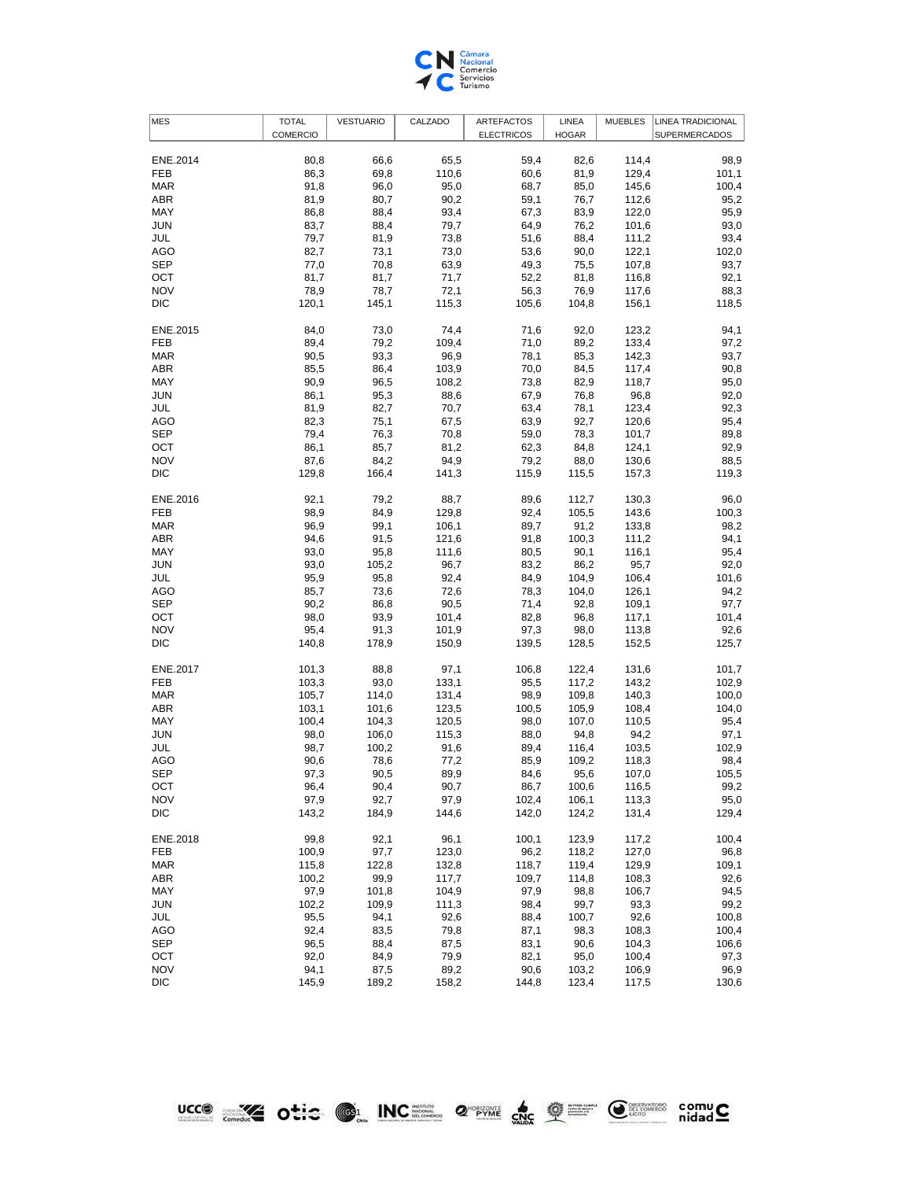| MES | TOTAL COMERCIO | VESTUARIO | CALZADO | ARTEFACTOS ELECTRICOS | LINEA HOGAR | MUEBLES | LINEA TRADICIONAL SUPERMERCADOS |
|---|---|---|---|---|---|---|---|
| ENE.2014 | 80,8 | 66,6 | 65,5 | 59,4 | 82,6 | 114,4 | 98,9 |
| FEB | 86,3 | 69,8 | 110,6 | 60,6 | 81,9 | 129,4 | 101,1 |
| MAR | 91,8 | 96,0 | 95,0 | 68,7 | 85,0 | 145,6 | 100,4 |
| ABR | 81,9 | 80,7 | 90,2 | 59,1 | 76,7 | 112,6 | 95,2 |
| MAY | 86,8 | 88,4 | 93,4 | 67,3 | 83,9 | 122,0 | 95,9 |
| JUN | 83,7 | 88,4 | 79,7 | 64,9 | 76,2 | 101,6 | 93,0 |
| JUL | 79,7 | 81,9 | 73,8 | 51,6 | 88,4 | 111,2 | 93,4 |
| AGO | 82,7 | 73,1 | 73,0 | 53,6 | 90,0 | 122,1 | 102,0 |
| SEP | 77,0 | 70,8 | 63,9 | 49,3 | 75,5 | 107,8 | 93,7 |
| OCT | 81,7 | 81,7 | 71,7 | 52,2 | 81,8 | 116,8 | 92,1 |
| NOV | 78,9 | 78,7 | 72,1 | 56,3 | 76,9 | 117,6 | 88,3 |
| DIC | 120,1 | 145,1 | 115,3 | 105,6 | 104,8 | 156,1 | 118,5 |
| ENE.2015 | 84,0 | 73,0 | 74,4 | 71,6 | 92,0 | 123,2 | 94,1 |
| FEB | 89,4 | 79,2 | 109,4 | 71,0 | 89,2 | 133,4 | 97,2 |
| MAR | 90,5 | 93,3 | 96,9 | 78,1 | 85,3 | 142,3 | 93,7 |
| ABR | 85,5 | 86,4 | 103,9 | 70,0 | 84,5 | 117,4 | 90,8 |
| MAY | 90,9 | 96,5 | 108,2 | 73,8 | 82,9 | 118,7 | 95,0 |
| JUN | 86,1 | 95,3 | 88,6 | 67,9 | 76,8 | 96,8 | 92,0 |
| JUL | 81,9 | 82,7 | 70,7 | 63,4 | 78,1 | 123,4 | 92,3 |
| AGO | 82,3 | 75,1 | 67,5 | 63,9 | 92,7 | 120,6 | 95,4 |
| SEP | 79,4 | 76,3 | 70,8 | 59,0 | 78,3 | 101,7 | 89,8 |
| OCT | 86,1 | 85,7 | 81,2 | 62,3 | 84,8 | 124,1 | 92,9 |
| NOV | 87,6 | 84,2 | 94,9 | 79,2 | 88,0 | 130,6 | 88,5 |
| DIC | 129,8 | 166,4 | 141,3 | 115,9 | 115,5 | 157,3 | 119,3 |
| ENE.2016 | 92,1 | 79,2 | 88,7 | 89,6 | 112,7 | 130,3 | 96,0 |
| FEB | 98,9 | 84,9 | 129,8 | 92,4 | 105,5 | 143,6 | 100,3 |
| MAR | 96,9 | 99,1 | 106,1 | 89,7 | 91,2 | 133,8 | 98,2 |
| ABR | 94,6 | 91,5 | 121,6 | 91,8 | 100,3 | 111,2 | 94,1 |
| MAY | 93,0 | 95,8 | 111,6 | 80,5 | 90,1 | 116,1 | 95,4 |
| JUN | 93,0 | 105,2 | 96,7 | 83,2 | 86,2 | 95,7 | 92,0 |
| JUL | 95,9 | 95,8 | 92,4 | 84,9 | 104,9 | 106,4 | 101,6 |
| AGO | 85,7 | 73,6 | 72,6 | 78,3 | 104,0 | 126,1 | 94,2 |
| SEP | 90,2 | 86,8 | 90,5 | 71,4 | 92,8 | 109,1 | 97,7 |
| OCT | 98,0 | 93,9 | 101,4 | 82,8 | 96,8 | 117,1 | 101,4 |
| NOV | 95,4 | 91,3 | 101,9 | 97,3 | 98,0 | 113,8 | 92,6 |
| DIC | 140,8 | 178,9 | 150,9 | 139,5 | 128,5 | 152,5 | 125,7 |
| ENE.2017 | 101,3 | 88,8 | 97,1 | 106,8 | 122,4 | 131,6 | 101,7 |
| FEB | 103,3 | 93,0 | 133,1 | 95,5 | 117,2 | 143,2 | 102,9 |
| MAR | 105,7 | 114,0 | 131,4 | 98,9 | 109,8 | 140,3 | 100,0 |
| ABR | 103,1 | 101,6 | 123,5 | 100,5 | 105,9 | 108,4 | 104,0 |
| MAY | 100,4 | 104,3 | 120,5 | 98,0 | 107,0 | 110,5 | 95,4 |
| JUN | 98,0 | 106,0 | 115,3 | 88,0 | 94,8 | 94,2 | 97,1 |
| JUL | 98,7 | 100,2 | 91,6 | 89,4 | 116,4 | 103,5 | 102,9 |
| AGO | 90,6 | 78,6 | 77,2 | 85,9 | 109,2 | 118,3 | 98,4 |
| SEP | 97,3 | 90,5 | 89,9 | 84,6 | 95,6 | 107,0 | 105,5 |
| OCT | 96,4 | 90,4 | 90,7 | 86,7 | 100,6 | 116,5 | 99,2 |
| NOV | 97,9 | 92,7 | 97,9 | 102,4 | 106,1 | 113,3 | 95,0 |
| DIC | 143,2 | 184,9 | 144,6 | 142,0 | 124,2 | 131,4 | 129,4 |
| ENE.2018 | 99,8 | 92,1 | 96,1 | 100,1 | 123,9 | 117,2 | 100,4 |
| FEB | 100,9 | 97,7 | 123,0 | 96,2 | 118,2 | 127,0 | 96,8 |
| MAR | 115,8 | 122,8 | 132,8 | 118,7 | 119,4 | 129,9 | 109,1 |
| ABR | 100,2 | 99,9 | 117,7 | 109,7 | 114,8 | 108,3 | 92,6 |
| MAY | 97,9 | 101,8 | 104,9 | 97,9 | 98,8 | 106,7 | 94,5 |
| JUN | 102,2 | 109,9 | 111,3 | 98,4 | 99,7 | 93,3 | 99,2 |
| JUL | 95,5 | 94,1 | 92,6 | 88,4 | 100,7 | 92,6 | 100,8 |
| AGO | 92,4 | 83,5 | 79,8 | 87,1 | 98,3 | 108,3 | 100,4 |
| SEP | 96,5 | 88,4 | 87,5 | 83,1 | 90,6 | 104,3 | 106,6 |
| OCT | 92,0 | 84,9 | 79,9 | 82,1 | 95,0 | 100,4 | 97,3 |
| NOV | 94,1 | 87,5 | 89,2 | 90,6 | 103,2 | 106,9 | 96,9 |
| DIC | 145,9 | 189,2 | 158,2 | 144,8 | 123,4 | 117,5 | 130,6 |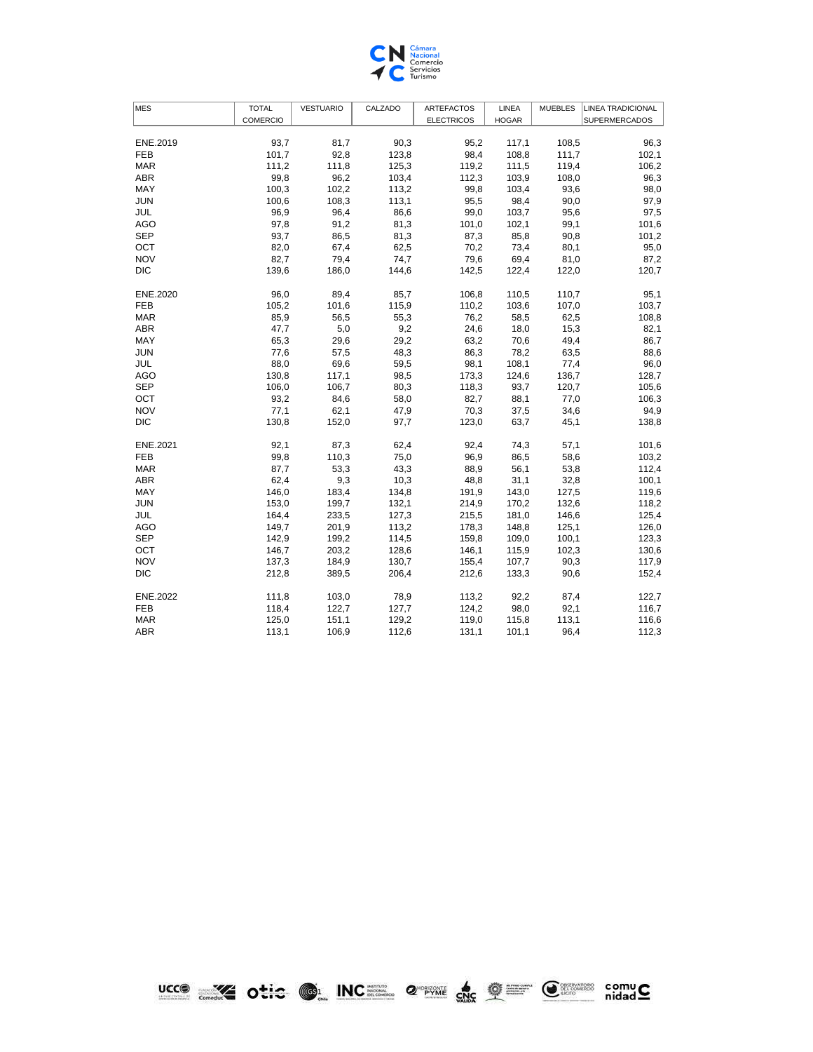| MES | TOTAL COMERCIO | VESTUARIO | CALZADO | ARTEFACTOS ELECTRICOS | LINEA HOGAR | MUEBLES | LINEA TRADICIONAL SUPERMERCADOS |
|---|---|---|---|---|---|---|---|
| ENE.2019 | 93,7 | 81,7 | 90,3 | 95,2 | 117,1 | 108,5 | 96,3 |
| FEB | 101,7 | 92,8 | 123,8 | 98,4 | 108,8 | 111,7 | 102,1 |
| MAR | 111,2 | 111,8 | 125,3 | 119,2 | 111,5 | 119,4 | 106,2 |
| ABR | 99,8 | 96,2 | 103,4 | 112,3 | 103,9 | 108,0 | 96,3 |
| MAY | 100,3 | 102,2 | 113,2 | 99,8 | 103,4 | 93,6 | 98,0 |
| JUN | 100,6 | 108,3 | 113,1 | 95,5 | 98,4 | 90,0 | 97,9 |
| JUL | 96,9 | 96,4 | 86,6 | 99,0 | 103,7 | 95,6 | 97,5 |
| AGO | 97,8 | 91,2 | 81,3 | 101,0 | 102,1 | 99,1 | 101,6 |
| SEP | 93,7 | 86,5 | 81,3 | 87,3 | 85,8 | 90,8 | 101,2 |
| OCT | 82,0 | 67,4 | 62,5 | 70,2 | 73,4 | 80,1 | 95,0 |
| NOV | 82,7 | 79,4 | 74,7 | 79,6 | 69,4 | 81,0 | 87,2 |
| DIC | 139,6 | 186,0 | 144,6 | 142,5 | 122,4 | 122,0 | 120,7 |
| ENE.2020 | 96,0 | 89,4 | 85,7 | 106,8 | 110,5 | 110,7 | 95,1 |
| FEB | 105,2 | 101,6 | 115,9 | 110,2 | 103,6 | 107,0 | 103,7 |
| MAR | 85,9 | 56,5 | 55,3 | 76,2 | 58,5 | 62,5 | 108,8 |
| ABR | 47,7 | 5,0 | 9,2 | 24,6 | 18,0 | 15,3 | 82,1 |
| MAY | 65,3 | 29,6 | 29,2 | 63,2 | 70,6 | 49,4 | 86,7 |
| JUN | 77,6 | 57,5 | 48,3 | 86,3 | 78,2 | 63,5 | 88,6 |
| JUL | 88,0 | 69,6 | 59,5 | 98,1 | 108,1 | 77,4 | 96,0 |
| AGO | 130,8 | 117,1 | 98,5 | 173,3 | 124,6 | 136,7 | 128,7 |
| SEP | 106,0 | 106,7 | 80,3 | 118,3 | 93,7 | 120,7 | 105,6 |
| OCT | 93,2 | 84,6 | 58,0 | 82,7 | 88,1 | 77,0 | 106,3 |
| NOV | 77,1 | 62,1 | 47,9 | 70,3 | 37,5 | 34,6 | 94,9 |
| DIC | 130,8 | 152,0 | 97,7 | 123,0 | 63,7 | 45,1 | 138,8 |
| ENE.2021 | 92,1 | 87,3 | 62,4 | 92,4 | 74,3 | 57,1 | 101,6 |
| FEB | 99,8 | 110,3 | 75,0 | 96,9 | 86,5 | 58,6 | 103,2 |
| MAR | 87,7 | 53,3 | 43,3 | 88,9 | 56,1 | 53,8 | 112,4 |
| ABR | 62,4 | 9,3 | 10,3 | 48,8 | 31,1 | 32,8 | 100,1 |
| MAY | 146,0 | 183,4 | 134,8 | 191,9 | 143,0 | 127,5 | 119,6 |
| JUN | 153,0 | 199,7 | 132,1 | 214,9 | 170,2 | 132,6 | 118,2 |
| JUL | 164,4 | 233,5 | 127,3 | 215,5 | 181,0 | 146,6 | 125,4 |
| AGO | 149,7 | 201,9 | 113,2 | 178,3 | 148,8 | 125,1 | 126,0 |
| SEP | 142,9 | 199,2 | 114,5 | 159,8 | 109,0 | 100,1 | 123,3 |
| OCT | 146,7 | 203,2 | 128,6 | 146,1 | 115,9 | 102,3 | 130,6 |
| NOV | 137,3 | 184,9 | 130,7 | 155,4 | 107,7 | 90,3 | 117,9 |
| DIC | 212,8 | 389,5 | 206,4 | 212,6 | 133,3 | 90,6 | 152,4 |
| ENE.2022 | 111,8 | 103,0 | 78,9 | 113,2 | 92,2 | 87,4 | 122,7 |
| FEB | 118,4 | 122,7 | 127,7 | 124,2 | 98,0 | 92,1 | 116,7 |
| MAR | 125,0 | 151,1 | 129,2 | 119,0 | 115,8 | 113,1 | 116,6 |
| ABR | 113,1 | 106,9 | 112,6 | 131,1 | 101,1 | 96,4 | 112,3 |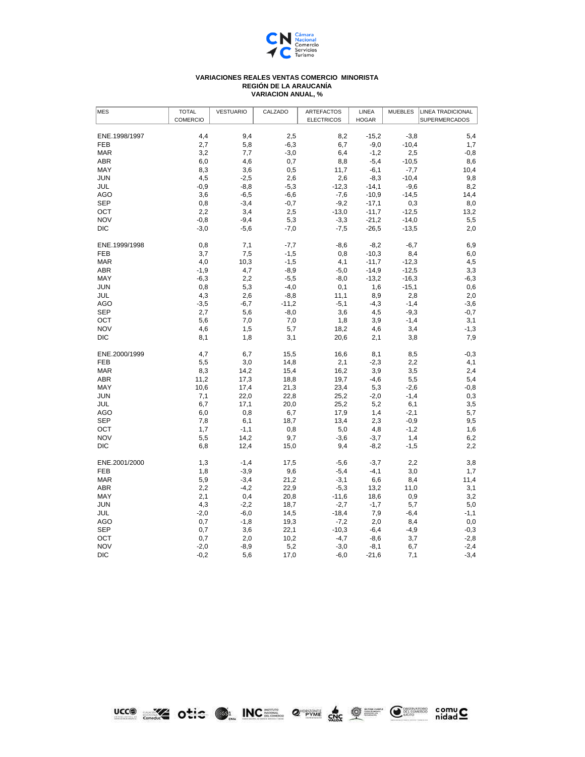**VARIACIONES REALES VENTAS COMERCIO MINORISTA**
**REGIÓN DE LA ARAUCANÍA**
**VARIACION ANUAL, %**

| MES | TOTAL COMERCIO | VESTUARIO | CALZADO | ARTEFACTOS ELECTRICOS | LINEA HOGAR | MUEBLES | LINEA TRADICIONAL SUPERMERCADOS |
|---|---|---|---|---|---|---|---|
| ENE.1998/1997 | 4,4 | 9,4 | 2,5 | 8,2 | -15,2 | -3,8 | 5,4 |
| FEB | 2,7 | 5,8 | -6,3 | 6,7 | -9,0 | -10,4 | 1,7 |
| MAR | 3,2 | 7,7 | -3,0 | 6,4 | -1,2 | 2,5 | -0,8 |
| ABR | 6,0 | 4,6 | 0,7 | 8,8 | -5,4 | -10,5 | 8,6 |
| MAY | 8,3 | 3,6 | 0,5 | 11,7 | -6,1 | -7,7 | 10,4 |
| JUN | 4,5 | -2,5 | 2,6 | 2,6 | -8,3 | -10,4 | 9,8 |
| JUL | -0,9 | -8,8 | -5,3 | -12,3 | -14,1 | -9,6 | 8,2 |
| AGO | 3,6 | -6,5 | -6,6 | -7,6 | -10,9 | -14,5 | 14,4 |
| SEP | 0,8 | -3,4 | -0,7 | -9,2 | -17,1 | 0,3 | 8,0 |
| OCT | 2,2 | 3,4 | 2,5 | -13,0 | -11,7 | -12,5 | 13,2 |
| NOV | -0,8 | -9,4 | 5,3 | -3,3 | -21,2 | -14,0 | 5,5 |
| DIC | -3,0 | -5,6 | -7,0 | -7,5 | -26,5 | -13,5 | 2,0 |
| ENE.1999/1998 | 0,8 | 7,1 | -7,7 | -8,6 | -8,2 | -6,7 | 6,9 |
| FEB | 3,7 | 7,5 | -1,5 | 0,8 | -10,3 | 8,4 | 6,0 |
| MAR | 4,0 | 10,3 | -1,5 | 4,1 | -11,7 | -12,3 | 4,5 |
| ABR | -1,9 | 4,7 | -8,9 | -5,0 | -14,9 | -12,5 | 3,3 |
| MAY | -6,3 | 2,2 | -5,5 | -8,0 | -13,2 | -16,3 | -6,3 |
| JUN | 0,8 | 5,3 | -4,0 | 0,1 | 1,6 | -15,1 | 0,6 |
| JUL | 4,3 | 2,6 | -8,8 | 11,1 | 8,9 | 2,8 | 2,0 |
| AGO | -3,5 | -6,7 | -11,2 | -5,1 | -4,3 | -1,4 | -3,6 |
| SEP | 2,7 | 5,6 | -8,0 | 3,6 | 4,5 | -9,3 | -0,7 |
| OCT | 5,6 | 7,0 | 7,0 | 1,8 | 3,9 | -1,4 | 3,1 |
| NOV | 4,6 | 1,5 | 5,7 | 18,2 | 4,6 | 3,4 | -1,3 |
| DIC | 8,1 | 1,8 | 3,1 | 20,6 | 2,1 | 3,8 | 7,9 |
| ENE.2000/1999 | 4,7 | 6,7 | 15,5 | 16,6 | 8,1 | 8,5 | -0,3 |
| FEB | 5,5 | 3,0 | 14,8 | 2,1 | -2,3 | 2,2 | 4,1 |
| MAR | 8,3 | 14,2 | 15,4 | 16,2 | 3,9 | 3,5 | 2,4 |
| ABR | 11,2 | 17,3 | 18,8 | 19,7 | -4,6 | 5,5 | 5,4 |
| MAY | 10,6 | 17,4 | 21,3 | 23,4 | 5,3 | -2,6 | -0,8 |
| JUN | 7,1 | 22,0 | 22,8 | 25,2 | -2,0 | -1,4 | 0,3 |
| JUL | 6,7 | 17,1 | 20,0 | 25,2 | 5,2 | 6,1 | 3,5 |
| AGO | 6,0 | 0,8 | 6,7 | 17,9 | 1,4 | -2,1 | 5,7 |
| SEP | 7,8 | 6,1 | 18,7 | 13,4 | 2,3 | -0,9 | 9,5 |
| OCT | 1,7 | -1,1 | 0,8 | 5,0 | 4,8 | -1,2 | 1,6 |
| NOV | 5,5 | 14,2 | 9,7 | -3,6 | -3,7 | 1,4 | 6,2 |
| DIC | 6,8 | 12,4 | 15,0 | 9,4 | -8,2 | -1,5 | 2,2 |
| ENE.2001/2000 | 1,3 | -1,4 | 17,5 | -5,6 | -3,7 | 2,2 | 3,8 |
| FEB | 1,8 | -3,9 | 9,6 | -5,4 | -4,1 | 3,0 | 1,7 |
| MAR | 5,9 | -3,4 | 21,2 | -3,1 | 6,6 | 8,4 | 11,4 |
| ABR | 2,2 | -4,2 | 22,9 | -5,3 | 13,2 | 11,0 | 3,1 |
| MAY | 2,1 | 0,4 | 20,8 | -11,6 | 18,6 | 0,9 | 3,2 |
| JUN | 4,3 | -2,2 | 18,7 | -2,7 | -1,7 | 5,7 | 5,0 |
| JUL | -2,0 | -6,0 | 14,5 | -18,4 | 7,9 | -6,4 | -1,1 |
| AGO | 0,7 | -1,8 | 19,3 | -7,2 | 2,0 | 8,4 | 0,0 |
| SEP | 0,7 | 3,6 | 22,1 | -10,3 | -6,4 | -4,9 | -0,3 |
| OCT | 0,7 | 2,0 | 10,2 | -4,7 | -8,6 | 3,7 | -2,8 |
| NOV | -2,0 | -8,9 | 5,2 | -3,0 | -8,1 | 6,7 | -2,4 |
| DIC | -0,2 | 5,6 | 17,0 | -6,0 | -21,6 | 7,1 | -3,4 |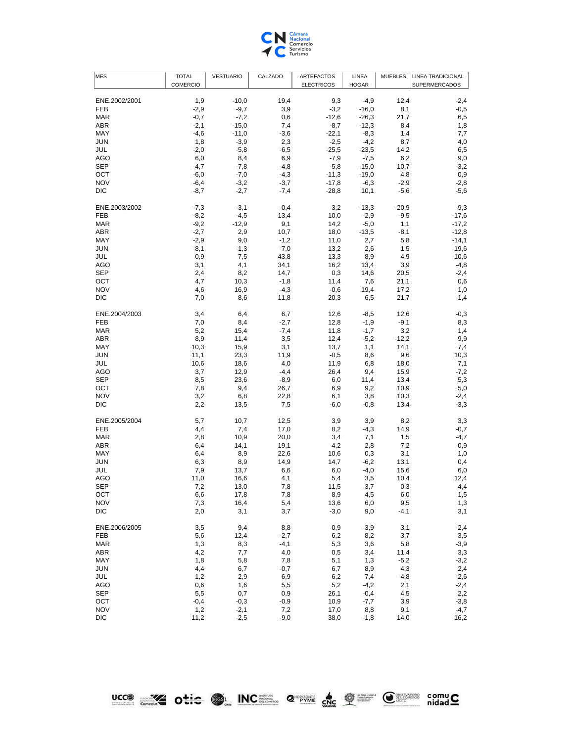| MES | TOTAL COMERCIO | VESTUARIO | CALZADO | ARTEFACTOS ELECTRICOS | LINEA HOGAR | MUEBLES | LINEA TRADICIONAL SUPERMERCADOS |
|---|---|---|---|---|---|---|---|
| ENE.2002/2001 | 1,9 | -10,0 | 19,4 | 9,3 | -4,9 | 12,4 | -2,4 |
| FEB | -2,9 | -9,7 | 3,9 | -3,2 | -16,0 | 8,1 | -0,5 |
| MAR | -0,7 | -7,2 | 0,6 | -12,6 | -26,3 | 21,7 | 6,5 |
| ABR | -2,1 | -15,0 | 7,4 | -8,7 | -12,3 | 8,4 | 1,8 |
| MAY | -4,6 | -11,0 | -3,6 | -22,1 | -8,3 | 1,4 | 7,7 |
| JUN | 1,8 | -3,9 | 2,3 | -2,5 | -4,2 | 8,7 | 4,0 |
| JUL | -2,0 | -5,8 | -6,5 | -25,5 | -23,5 | 14,2 | 6,5 |
| AGO | 6,0 | 8,4 | 6,9 | -7,9 | -7,5 | 6,2 | 9,0 |
| SEP | -4,7 | -7,8 | -4,8 | -5,8 | -15,0 | 10,7 | -3,2 |
| OCT | -6,0 | -7,0 | -4,3 | -11,3 | -19,0 | 4,8 | 0,9 |
| NOV | -6,4 | -3,2 | -3,7 | -17,8 | -6,3 | -2,9 | -2,8 |
| DIC | -8,7 | -2,7 | -7,4 | -28,8 | 10,1 | -5,6 | -5,6 |
| ENE.2003/2002 | -7,3 | -3,1 | -0,4 | -3,2 | -13,3 | -20,9 | -9,3 |
| FEB | -8,2 | -4,5 | 13,4 | 10,0 | -2,9 | -9,5 | -17,6 |
| MAR | -9,2 | -12,9 | 9,1 | 14,2 | -5,0 | 1,1 | -17,2 |
| ABR | -2,7 | 2,9 | 10,7 | 18,0 | -13,5 | -8,1 | -12,8 |
| MAY | -2,9 | 9,0 | -1,2 | 11,0 | 2,7 | 5,8 | -14,1 |
| JUN | -8,1 | -1,3 | -7,0 | 13,2 | 2,6 | 1,5 | -19,6 |
| JUL | 0,9 | 7,5 | 43,8 | 13,3 | 8,9 | 4,9 | -10,6 |
| AGO | 3,1 | 4,1 | 34,1 | 16,2 | 13,4 | 3,9 | -4,8 |
| SEP | 2,4 | 8,2 | 14,7 | 0,3 | 14,6 | 20,5 | -2,4 |
| OCT | 4,7 | 10,3 | -1,8 | 11,4 | 7,6 | 21,1 | 0,6 |
| NOV | 4,6 | 16,9 | -4,3 | -0,6 | 19,4 | 17,2 | 1,0 |
| DIC | 7,0 | 8,6 | 11,8 | 20,3 | 6,5 | 21,7 | -1,4 |
| ENE.2004/2003 | 3,4 | 6,4 | 6,7 | 12,6 | -8,5 | 12,6 | -0,3 |
| FEB | 7,0 | 8,4 | -2,7 | 12,8 | -1,9 | -9,1 | 8,3 |
| MAR | 5,2 | 15,4 | -7,4 | 11,8 | -1,7 | 3,2 | 1,4 |
| ABR | 8,9 | 11,4 | 3,5 | 12,4 | -5,2 | -12,2 | 9,9 |
| MAY | 10,3 | 15,9 | 3,1 | 13,7 | 1,1 | 14,1 | 7,4 |
| JUN | 11,1 | 23,3 | 11,9 | -0,5 | 8,6 | 9,6 | 10,3 |
| JUL | 10,6 | 18,6 | 4,0 | 11,9 | 6,8 | 18,0 | 7,1 |
| AGO | 3,7 | 12,9 | -4,4 | 26,4 | 9,4 | 15,9 | -7,2 |
| SEP | 8,5 | 23,6 | -8,9 | 6,0 | 11,4 | 13,4 | 5,3 |
| OCT | 7,8 | 9,4 | 26,7 | 6,9 | 9,2 | 10,9 | 5,0 |
| NOV | 3,2 | 6,8 | 22,8 | 6,1 | 3,8 | 10,3 | -2,4 |
| DIC | 2,2 | 13,5 | 7,5 | -6,0 | -0,8 | 13,4 | -3,3 |
| ENE.2005/2004 | 5,7 | 10,7 | 12,5 | 3,9 | 3,9 | 8,2 | 3,3 |
| FEB | 4,4 | 7,4 | 17,0 | 8,2 | -4,3 | 14,9 | -0,7 |
| MAR | 2,8 | 10,9 | 20,0 | 3,4 | 7,1 | 1,5 | -4,7 |
| ABR | 6,4 | 14,1 | 19,1 | 4,2 | 2,8 | 7,2 | 0,9 |
| MAY | 6,4 | 8,9 | 22,6 | 10,6 | 0,3 | 3,1 | 1,0 |
| JUN | 6,3 | 8,9 | 14,9 | 14,7 | -6,2 | 13,1 | 0,4 |
| JUL | 7,9 | 13,7 | 6,6 | 6,0 | -4,0 | 15,6 | 6,0 |
| AGO | 11,0 | 16,6 | 4,1 | 5,4 | 3,5 | 10,4 | 12,4 |
| SEP | 7,2 | 13,0 | 7,8 | 11,5 | -3,7 | 0,3 | 4,4 |
| OCT | 6,6 | 17,8 | 7,8 | 8,9 | 4,5 | 6,0 | 1,5 |
| NOV | 7,3 | 16,4 | 5,4 | 13,6 | 6,0 | 9,5 | 1,3 |
| DIC | 2,0 | 3,1 | 3,7 | -3,0 | 9,0 | -4,1 | 3,1 |
| ENE.2006/2005 | 3,5 | 9,4 | 8,8 | -0,9 | -3,9 | 3,1 | 2,4 |
| FEB | 5,6 | 12,4 | -2,7 | 6,2 | 8,2 | 3,7 | 3,5 |
| MAR | 1,3 | 8,3 | -4,1 | 5,3 | 3,6 | 5,8 | -3,9 |
| ABR | 4,2 | 7,7 | 4,0 | 0,5 | 3,4 | 11,4 | 3,3 |
| MAY | 1,8 | 5,8 | 7,8 | 5,1 | 1,3 | -5,2 | -3,2 |
| JUN | 4,4 | 6,7 | -0,7 | 6,7 | 8,9 | 4,3 | 2,4 |
| JUL | 1,2 | 2,9 | 6,9 | 6,2 | 7,4 | -4,8 | -2,6 |
| AGO | 0,6 | 1,6 | 5,5 | 5,2 | -4,2 | 2,1 | -2,4 |
| SEP | 5,5 | 0,7 | 0,9 | 26,1 | -0,4 | 4,5 | 2,2 |
| OCT | -0,4 | -0,3 | -0,9 | 10,9 | -7,7 | 3,9 | -3,8 |
| NOV | 1,2 | -2,1 | 7,2 | 17,0 | 8,8 | 9,1 | -4,7 |
| DIC | 11,2 | -2,5 | -9,0 | 38,0 | -1,8 | 14,0 | 16,2 |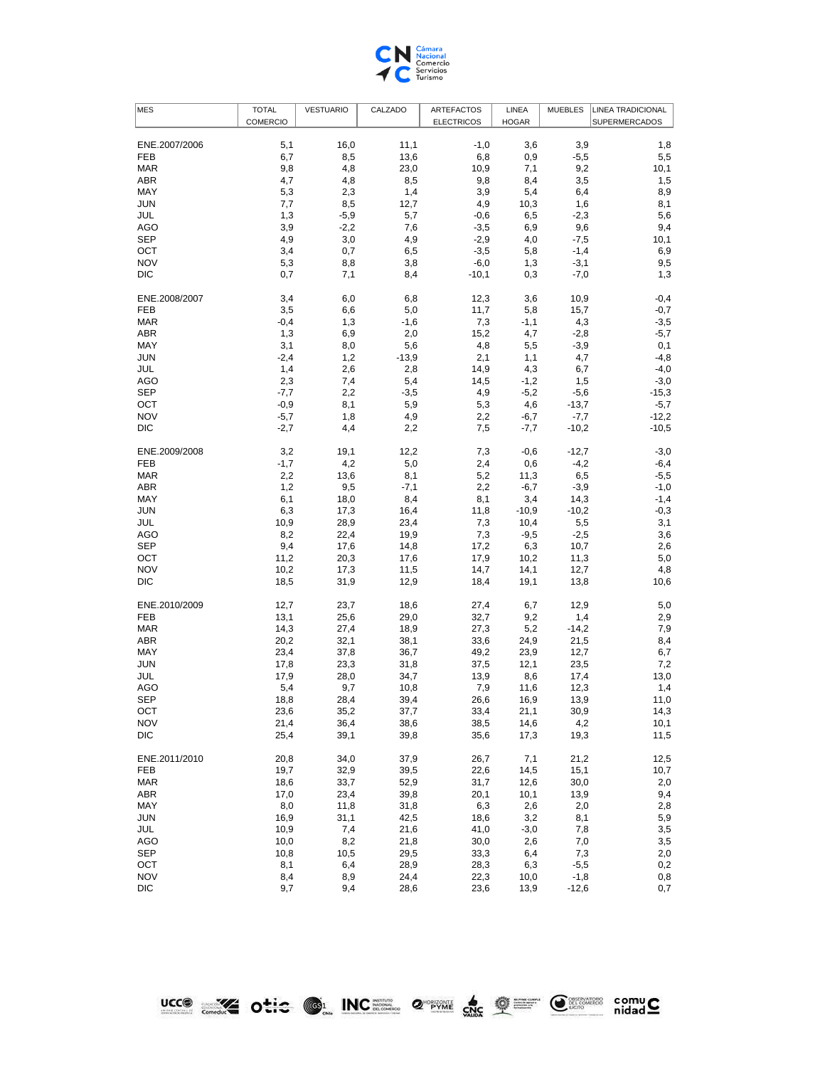| MES | TOTAL COMERCIO | VESTUARIO | CALZADO | ARTEFACTOS ELECTRICOS | LINEA HOGAR | MUEBLES | LINEA TRADICIONAL SUPERMERCADOS |
|---|---|---|---|---|---|---|---|
| ENE.2007/2006 | 5,1 | 16,0 | 11,1 | -1,0 | 3,6 | 3,9 | 1,8 |
| FEB | 6,7 | 8,5 | 13,6 | 6,8 | 0,9 | -5,5 | 5,5 |
| MAR | 9,8 | 4,8 | 23,0 | 10,9 | 7,1 | 9,2 | 10,1 |
| ABR | 4,7 | 4,8 | 8,5 | 9,8 | 8,4 | 3,5 | 1,5 |
| MAY | 5,3 | 2,3 | 1,4 | 3,9 | 5,4 | 6,4 | 8,9 |
| JUN | 7,7 | 8,5 | 12,7 | 4,9 | 10,3 | 1,6 | 8,1 |
| JUL | 1,3 | -5,9 | 5,7 | -0,6 | 6,5 | -2,3 | 5,6 |
| AGO | 3,9 | -2,2 | 7,6 | -3,5 | 6,9 | 9,6 | 9,4 |
| SEP | 4,9 | 3,0 | 4,9 | -2,9 | 4,0 | -7,5 | 10,1 |
| OCT | 3,4 | 0,7 | 6,5 | -3,5 | 5,8 | -1,4 | 6,9 |
| NOV | 5,3 | 8,8 | 3,8 | -6,0 | 1,3 | -3,1 | 9,5 |
| DIC | 0,7 | 7,1 | 8,4 | -10,1 | 0,3 | -7,0 | 1,3 |
| ENE.2008/2007 | 3,4 | 6,0 | 6,8 | 12,3 | 3,6 | 10,9 | -0,4 |
| FEB | 3,5 | 6,6 | 5,0 | 11,7 | 5,8 | 15,7 | -0,7 |
| MAR | -0,4 | 1,3 | -1,6 | 7,3 | -1,1 | 4,3 | -3,5 |
| ABR | 1,3 | 6,9 | 2,0 | 15,2 | 4,7 | -2,8 | -5,7 |
| MAY | 3,1 | 8,0 | 5,6 | 4,8 | 5,5 | -3,9 | 0,1 |
| JUN | -2,4 | 1,2 | -13,9 | 2,1 | 1,1 | 4,7 | -4,8 |
| JUL | 1,4 | 2,6 | 2,8 | 14,9 | 4,3 | 6,7 | -4,0 |
| AGO | 2,3 | 7,4 | 5,4 | 14,5 | -1,2 | 1,5 | -3,0 |
| SEP | -7,7 | 2,2 | -3,5 | 4,9 | -5,2 | -5,6 | -15,3 |
| OCT | -0,9 | 8,1 | 5,9 | 5,3 | 4,6 | -13,7 | -5,7 |
| NOV | -5,7 | 1,8 | 4,9 | 2,2 | -6,7 | -7,7 | -12,2 |
| DIC | -2,7 | 4,4 | 2,2 | 7,5 | -7,7 | -10,2 | -10,5 |
| ENE.2009/2008 | 3,2 | 19,1 | 12,2 | 7,3 | -0,6 | -12,7 | -3,0 |
| FEB | -1,7 | 4,2 | 5,0 | 2,4 | 0,6 | -4,2 | -6,4 |
| MAR | 2,2 | 13,6 | 8,1 | 5,2 | 11,3 | 6,5 | -5,5 |
| ABR | 1,2 | 9,5 | -7,1 | 2,2 | -6,7 | -3,9 | -1,0 |
| MAY | 6,1 | 18,0 | 8,4 | 8,1 | 3,4 | 14,3 | -1,4 |
| JUN | 6,3 | 17,3 | 16,4 | 11,8 | -10,9 | -10,2 | -0,3 |
| JUL | 10,9 | 28,9 | 23,4 | 7,3 | 10,4 | 5,5 | 3,1 |
| AGO | 8,2 | 22,4 | 19,9 | 7,3 | -9,5 | -2,5 | 3,6 |
| SEP | 9,4 | 17,6 | 14,8 | 17,2 | 6,3 | 10,7 | 2,6 |
| OCT | 11,2 | 20,3 | 17,6 | 17,9 | 10,2 | 11,3 | 5,0 |
| NOV | 10,2 | 17,3 | 11,5 | 14,7 | 14,1 | 12,7 | 4,8 |
| DIC | 18,5 | 31,9 | 12,9 | 18,4 | 19,1 | 13,8 | 10,6 |
| ENE.2010/2009 | 12,7 | 23,7 | 18,6 | 27,4 | 6,7 | 12,9 | 5,0 |
| FEB | 13,1 | 25,6 | 29,0 | 32,7 | 9,2 | 1,4 | 2,9 |
| MAR | 14,3 | 27,4 | 18,9 | 27,3 | 5,2 | -14,2 | 7,9 |
| ABR | 20,2 | 32,1 | 38,1 | 33,6 | 24,9 | 21,5 | 8,4 |
| MAY | 23,4 | 37,8 | 36,7 | 49,2 | 23,9 | 12,7 | 6,7 |
| JUN | 17,8 | 23,3 | 31,8 | 37,5 | 12,1 | 23,5 | 7,2 |
| JUL | 17,9 | 28,0 | 34,7 | 13,9 | 8,6 | 17,4 | 13,0 |
| AGO | 5,4 | 9,7 | 10,8 | 7,9 | 11,6 | 12,3 | 1,4 |
| SEP | 18,8 | 28,4 | 39,4 | 26,6 | 16,9 | 13,9 | 11,0 |
| OCT | 23,6 | 35,2 | 37,7 | 33,4 | 21,1 | 30,9 | 14,3 |
| NOV | 21,4 | 36,4 | 38,6 | 38,5 | 14,6 | 4,2 | 10,1 |
| DIC | 25,4 | 39,1 | 39,8 | 35,6 | 17,3 | 19,3 | 11,5 |
| ENE.2011/2010 | 20,8 | 34,0 | 37,9 | 26,7 | 7,1 | 21,2 | 12,5 |
| FEB | 19,7 | 32,9 | 39,5 | 22,6 | 14,5 | 15,1 | 10,7 |
| MAR | 18,6 | 33,7 | 52,9 | 31,7 | 12,6 | 30,0 | 2,0 |
| ABR | 17,0 | 23,4 | 39,8 | 20,1 | 10,1 | 13,9 | 9,4 |
| MAY | 8,0 | 11,8 | 31,8 | 6,3 | 2,6 | 2,0 | 2,8 |
| JUN | 16,9 | 31,1 | 42,5 | 18,6 | 3,2 | 8,1 | 5,9 |
| JUL | 10,9 | 7,4 | 21,6 | 41,0 | -3,0 | 7,8 | 3,5 |
| AGO | 10,0 | 8,2 | 21,8 | 30,0 | 2,6 | 7,0 | 3,5 |
| SEP | 10,8 | 10,5 | 29,5 | 33,3 | 6,4 | 7,3 | 2,0 |
| OCT | 8,1 | 6,4 | 28,9 | 28,3 | 6,3 | -5,5 | 0,2 |
| NOV | 8,4 | 8,9 | 24,4 | 22,3 | 10,0 | -1,8 | 0,8 |
| DIC | 9,7 | 9,4 | 28,6 | 23,6 | 13,9 | -12,6 | 0,7 |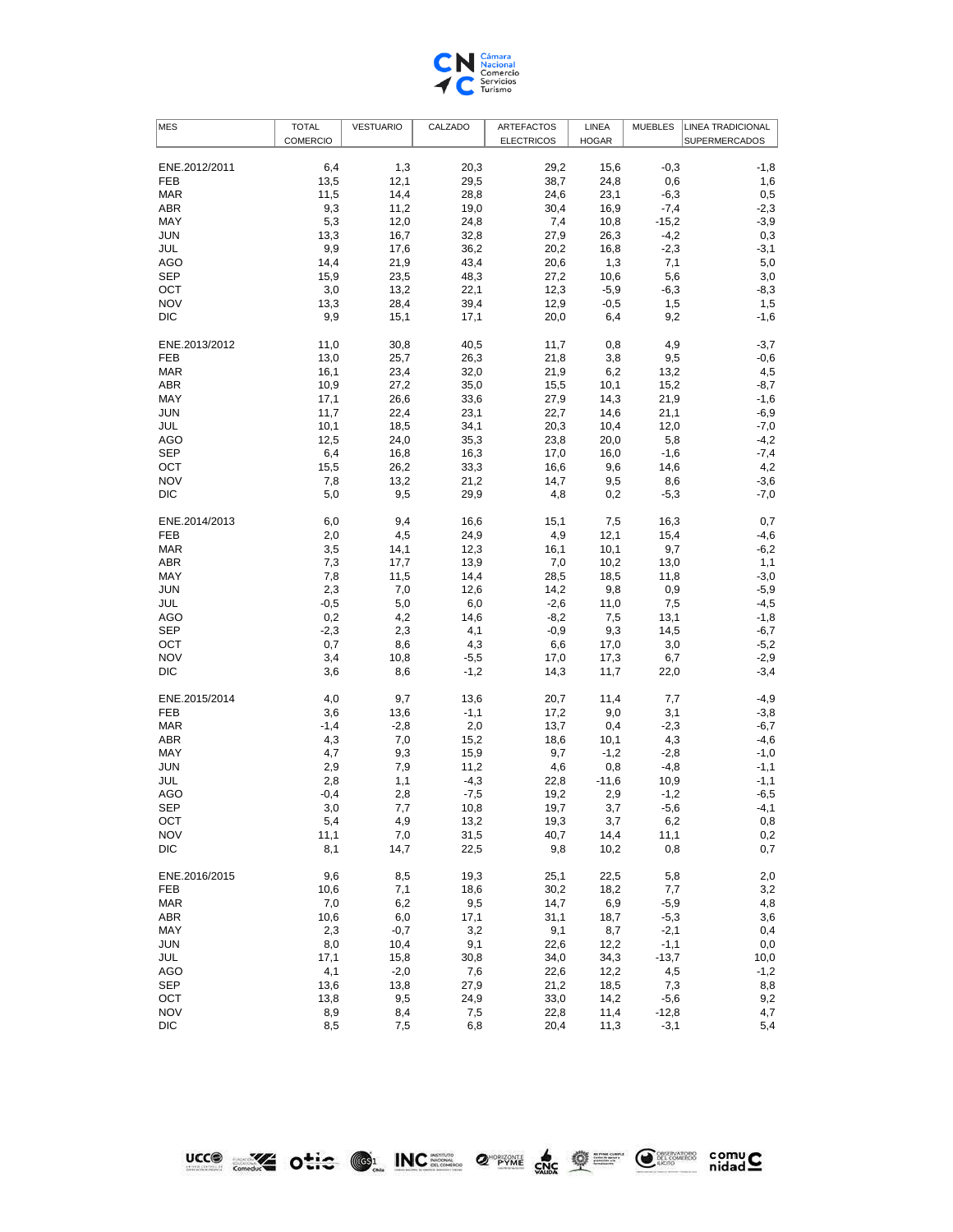| MES | TOTAL COMERCIO | VESTUARIO | CALZADO | ARTEFACTOS ELECTRICOS | LINEA HOGAR | MUEBLES | LINEA TRADICIONAL SUPERMERCADOS |
|---|---|---|---|---|---|---|---|
| ENE.2012/2011 | 6,4 | 1,3 | 20,3 | 29,2 | 15,6 | -0,3 | -1,8 |
| FEB | 13,5 | 12,1 | 29,5 | 38,7 | 24,8 | 0,6 | 1,6 |
| MAR | 11,5 | 14,4 | 28,8 | 24,6 | 23,1 | -6,3 | 0,5 |
| ABR | 9,3 | 11,2 | 19,0 | 30,4 | 16,9 | -7,4 | -2,3 |
| MAY | 5,3 | 12,0 | 24,8 | 7,4 | 10,8 | -15,2 | -3,9 |
| JUN | 13,3 | 16,7 | 32,8 | 27,9 | 26,3 | -4,2 | 0,3 |
| JUL | 9,9 | 17,6 | 36,2 | 20,2 | 16,8 | -2,3 | -3,1 |
| AGO | 14,4 | 21,9 | 43,4 | 20,6 | 1,3 | 7,1 | 5,0 |
| SEP | 15,9 | 23,5 | 48,3 | 27,2 | 10,6 | 5,6 | 3,0 |
| OCT | 3,0 | 13,2 | 22,1 | 12,3 | -5,9 | -6,3 | -8,3 |
| NOV | 13,3 | 28,4 | 39,4 | 12,9 | -0,5 | 1,5 | 1,5 |
| DIC | 9,9 | 15,1 | 17,1 | 20,0 | 6,4 | 9,2 | -1,6 |
| ENE.2013/2012 | 11,0 | 30,8 | 40,5 | 11,7 | 0,8 | 4,9 | -3,7 |
| FEB | 13,0 | 25,7 | 26,3 | 21,8 | 3,8 | 9,5 | -0,6 |
| MAR | 16,1 | 23,4 | 32,0 | 21,9 | 6,2 | 13,2 | 4,5 |
| ABR | 10,9 | 27,2 | 35,0 | 15,5 | 10,1 | 15,2 | -8,7 |
| MAY | 17,1 | 26,6 | 33,6 | 27,9 | 14,3 | 21,9 | -1,6 |
| JUN | 11,7 | 22,4 | 23,1 | 22,7 | 14,6 | 21,1 | -6,9 |
| JUL | 10,1 | 18,5 | 34,1 | 20,3 | 10,4 | 12,0 | -7,0 |
| AGO | 12,5 | 24,0 | 35,3 | 23,8 | 20,0 | 5,8 | -4,2 |
| SEP | 6,4 | 16,8 | 16,3 | 17,0 | 16,0 | -1,6 | -7,4 |
| OCT | 15,5 | 26,2 | 33,3 | 16,6 | 9,6 | 14,6 | 4,2 |
| NOV | 7,8 | 13,2 | 21,2 | 14,7 | 9,5 | 8,6 | -3,6 |
| DIC | 5,0 | 9,5 | 29,9 | 4,8 | 0,2 | -5,3 | -7,0 |
| ENE.2014/2013 | 6,0 | 9,4 | 16,6 | 15,1 | 7,5 | 16,3 | 0,7 |
| FEB | 2,0 | 4,5 | 24,9 | 4,9 | 12,1 | 15,4 | -4,6 |
| MAR | 3,5 | 14,1 | 12,3 | 16,1 | 10,1 | 9,7 | -6,2 |
| ABR | 7,3 | 17,7 | 13,9 | 7,0 | 10,2 | 13,0 | 1,1 |
| MAY | 7,8 | 11,5 | 14,4 | 28,5 | 18,5 | 11,8 | -3,0 |
| JUN | 2,3 | 7,0 | 12,6 | 14,2 | 9,8 | 0,9 | -5,9 |
| JUL | -0,5 | 5,0 | 6,0 | -2,6 | 11,0 | 7,5 | -4,5 |
| AGO | 0,2 | 4,2 | 14,6 | -8,2 | 7,5 | 13,1 | -1,8 |
| SEP | -2,3 | 2,3 | 4,1 | -0,9 | 9,3 | 14,5 | -6,7 |
| OCT | 0,7 | 8,6 | 4,3 | 6,6 | 17,0 | 3,0 | -5,2 |
| NOV | 3,4 | 10,8 | -5,5 | 17,0 | 17,3 | 6,7 | -2,9 |
| DIC | 3,6 | 8,6 | -1,2 | 14,3 | 11,7 | 22,0 | -3,4 |
| ENE.2015/2014 | 4,0 | 9,7 | 13,6 | 20,7 | 11,4 | 7,7 | -4,9 |
| FEB | 3,6 | 13,6 | -1,1 | 17,2 | 9,0 | 3,1 | -3,8 |
| MAR | -1,4 | -2,8 | 2,0 | 13,7 | 0,4 | -2,3 | -6,7 |
| ABR | 4,3 | 7,0 | 15,2 | 18,6 | 10,1 | 4,3 | -4,6 |
| MAY | 4,7 | 9,3 | 15,9 | 9,7 | -1,2 | -2,8 | -1,0 |
| JUN | 2,9 | 7,9 | 11,2 | 4,6 | 0,8 | -4,8 | -1,1 |
| JUL | 2,8 | 1,1 | -4,3 | 22,8 | -11,6 | 10,9 | -1,1 |
| AGO | -0,4 | 2,8 | -7,5 | 19,2 | 2,9 | -1,2 | -6,5 |
| SEP | 3,0 | 7,7 | 10,8 | 19,7 | 3,7 | -5,6 | -4,1 |
| OCT | 5,4 | 4,9 | 13,2 | 19,3 | 3,7 | 6,2 | 0,8 |
| NOV | 11,1 | 7,0 | 31,5 | 40,7 | 14,4 | 11,1 | 0,2 |
| DIC | 8,1 | 14,7 | 22,5 | 9,8 | 10,2 | 0,8 | 0,7 |
| ENE.2016/2015 | 9,6 | 8,5 | 19,3 | 25,1 | 22,5 | 5,8 | 2,0 |
| FEB | 10,6 | 7,1 | 18,6 | 30,2 | 18,2 | 7,7 | 3,2 |
| MAR | 7,0 | 6,2 | 9,5 | 14,7 | 6,9 | -5,9 | 4,8 |
| ABR | 10,6 | 6,0 | 17,1 | 31,1 | 18,7 | -5,3 | 3,6 |
| MAY | 2,3 | -0,7 | 3,2 | 9,1 | 8,7 | -2,1 | 0,4 |
| JUN | 8,0 | 10,4 | 9,1 | 22,6 | 12,2 | -1,1 | 0,0 |
| JUL | 17,1 | 15,8 | 30,8 | 34,0 | 34,3 | -13,7 | 10,0 |
| AGO | 4,1 | -2,0 | 7,6 | 22,6 | 12,2 | 4,5 | -1,2 |
| SEP | 13,6 | 13,8 | 27,9 | 21,2 | 18,5 | 7,3 | 8,8 |
| OCT | 13,8 | 9,5 | 24,9 | 33,0 | 14,2 | -5,6 | 9,2 |
| NOV | 8,9 | 8,4 | 7,5 | 22,8 | 11,4 | -12,8 | 4,7 |
| DIC | 8,5 | 7,5 | 6,8 | 20,4 | 11,3 | -3,1 | 5,4 |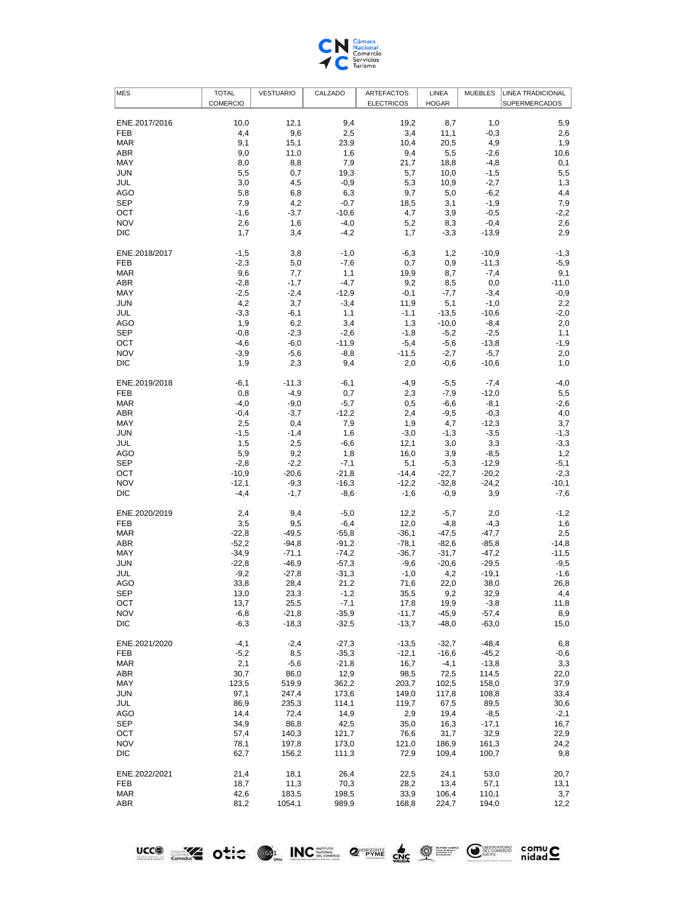| MES | TOTAL COMERCIO | VESTUARIO | CALZADO | ARTEFACTOS ELECTRICOS | LINEA HOGAR | MUEBLES | LINEA TRADICIONAL SUPERMERCADOS |
|---|---|---|---|---|---|---|---|
| ENE.2017/2016 | 10,0 | 12,1 | 9,4 | 19,2 | 8,7 | 1,0 | 5,9 |
| FEB | 4,4 | 9,6 | 2,5 | 3,4 | 11,1 | -0,3 | 2,6 |
| MAR | 9,1 | 15,1 | 23,9 | 10,4 | 20,5 | 4,9 | 1,9 |
| ABR | 9,0 | 11,0 | 1,6 | 9,4 | 5,5 | -2,6 | 10,6 |
| MAY | 8,0 | 8,8 | 7,9 | 21,7 | 18,8 | -4,8 | 0,1 |
| JUN | 5,5 | 0,7 | 19,3 | 5,7 | 10,0 | -1,5 | 5,5 |
| JUL | 3,0 | 4,5 | -0,9 | 5,3 | 10,9 | -2,7 | 1,3 |
| AGO | 5,8 | 6,8 | 6,3 | 9,7 | 5,0 | -6,2 | 4,4 |
| SEP | 7,9 | 4,2 | -0,7 | 18,5 | 3,1 | -1,9 | 7,9 |
| OCT | -1,6 | -3,7 | -10,6 | 4,7 | 3,9 | -0,5 | -2,2 |
| NOV | 2,6 | 1,6 | -4,0 | 5,2 | 8,3 | -0,4 | 2,6 |
| DIC | 1,7 | 3,4 | -4,2 | 1,7 | -3,3 | -13,9 | 2,9 |
| ENE.2018/2017 | -1,5 | 3,8 | -1,0 | -6,3 | 1,2 | -10,9 | -1,3 |
| FEB | -2,3 | 5,0 | -7,6 | 0,7 | 0,9 | -11,3 | -5,9 |
| MAR | 9,6 | 7,7 | 1,1 | 19,9 | 8,7 | -7,4 | 9,1 |
| ABR | -2,8 | -1,7 | -4,7 | 9,2 | 8,5 | 0,0 | -11,0 |
| MAY | -2,5 | -2,4 | -12,9 | -0,1 | -7,7 | -3,4 | -0,9 |
| JUN | 4,2 | 3,7 | -3,4 | 11,9 | 5,1 | -1,0 | 2,2 |
| JUL | -3,3 | -6,1 | 1,1 | -1,1 | -13,5 | -10,6 | -2,0 |
| AGO | 1,9 | 6,2 | 3,4 | 1,3 | -10,0 | -8,4 | 2,0 |
| SEP | -0,8 | -2,3 | -2,6 | -1,8 | -5,2 | -2,5 | 1,1 |
| OCT | -4,6 | -6,0 | -11,9 | -5,4 | -5,6 | -13,8 | -1,9 |
| NOV | -3,9 | -5,6 | -8,8 | -11,5 | -2,7 | -5,7 | 2,0 |
| DIC | 1,9 | 2,3 | 9,4 | 2,0 | -0,6 | -10,6 | 1,0 |
| ENE.2019/2018 | -6,1 | -11,3 | -6,1 | -4,9 | -5,5 | -7,4 | -4,0 |
| FEB | 0,8 | -4,9 | 0,7 | 2,3 | -7,9 | -12,0 | 5,5 |
| MAR | -4,0 | -9,0 | -5,7 | 0,5 | -6,6 | -8,1 | -2,6 |
| ABR | -0,4 | -3,7 | -12,2 | 2,4 | -9,5 | -0,3 | 4,0 |
| MAY | 2,5 | 0,4 | 7,9 | 1,9 | 4,7 | -12,3 | 3,7 |
| JUN | -1,5 | -1,4 | 1,6 | -3,0 | -1,3 | -3,5 | -1,3 |
| JUL | 1,5 | 2,5 | -6,6 | 12,1 | 3,0 | 3,3 | -3,3 |
| AGO | 5,9 | 9,2 | 1,8 | 16,0 | 3,9 | -8,5 | 1,2 |
| SEP | -2,8 | -2,2 | -7,1 | 5,1 | -5,3 | -12,9 | -5,1 |
| OCT | -10,9 | -20,6 | -21,8 | -14,4 | -22,7 | -20,2 | -2,3 |
| NOV | -12,1 | -9,3 | -16,3 | -12,2 | -32,8 | -24,2 | -10,1 |
| DIC | -4,4 | -1,7 | -8,6 | -1,6 | -0,9 | 3,9 | -7,6 |
| ENE.2020/2019 | 2,4 | 9,4 | -5,0 | 12,2 | -5,7 | 2,0 | -1,2 |
| FEB | 3,5 | 9,5 | -6,4 | 12,0 | -4,8 | -4,3 | 1,6 |
| MAR | -22,8 | -49,5 | -55,8 | -36,1 | -47,5 | -47,7 | 2,5 |
| ABR | -52,2 | -94,8 | -91,2 | -78,1 | -82,6 | -85,8 | -14,8 |
| MAY | -34,9 | -71,1 | -74,2 | -36,7 | -31,7 | -47,2 | -11,5 |
| JUN | -22,8 | -46,9 | -57,3 | -9,6 | -20,6 | -29,5 | -9,5 |
| JUL | -9,2 | -27,8 | -31,3 | -1,0 | 4,2 | -19,1 | -1,6 |
| AGO | 33,8 | 28,4 | 21,2 | 71,6 | 22,0 | 38,0 | 26,8 |
| SEP | 13,0 | 23,3 | -1,2 | 35,5 | 9,2 | 32,9 | 4,4 |
| OCT | 13,7 | 25,5 | -7,1 | 17,8 | 19,9 | -3,8 | 11,8 |
| NOV | -6,8 | -21,8 | -35,9 | -11,7 | -45,9 | -57,4 | 8,9 |
| DIC | -6,3 | -18,3 | -32,5 | -13,7 | -48,0 | -63,0 | 15,0 |
| ENE.2021/2020 | -4,1 | -2,4 | -27,3 | -13,5 | -32,7 | -48,4 | 6,8 |
| FEB | -5,2 | 8,5 | -35,3 | -12,1 | -16,6 | -45,2 | -0,6 |
| MAR | 2,1 | -5,6 | -21,8 | 16,7 | -4,1 | -13,8 | 3,3 |
| ABR | 30,7 | 86,0 | 12,9 | 98,5 | 72,5 | 114,5 | 22,0 |
| MAY | 123,5 | 519,9 | 362,2 | 203,7 | 102,5 | 158,0 | 37,9 |
| JUN | 97,1 | 247,4 | 173,6 | 149,0 | 117,8 | 108,8 | 33,4 |
| JUL | 86,9 | 235,3 | 114,1 | 119,7 | 67,5 | 89,5 | 30,6 |
| AGO | 14,4 | 72,4 | 14,9 | 2,9 | 19,4 | -8,5 | -2,1 |
| SEP | 34,9 | 86,8 | 42,5 | 35,0 | 16,3 | -17,1 | 16,7 |
| OCT | 57,4 | 140,3 | 121,7 | 76,6 | 31,7 | 32,9 | 22,9 |
| NOV | 78,1 | 197,8 | 173,0 | 121,0 | 186,9 | 161,3 | 24,2 |
| DIC | 62,7 | 156,2 | 111,3 | 72,9 | 109,4 | 100,7 | 9,8 |
| ENE.2022/2021 | 21,4 | 18,1 | 26,4 | 22,5 | 24,1 | 53,0 | 20,7 |
| FEB | 18,7 | 11,3 | 70,3 | 28,2 | 13,4 | 57,1 | 13,1 |
| MAR | 42,6 | 183,5 | 198,5 | 33,9 | 106,4 | 110,1 | 3,7 |
| ABR | 81,2 | 1054,1 | 989,9 | 168,8 | 224,7 | 194,0 | 12,2 |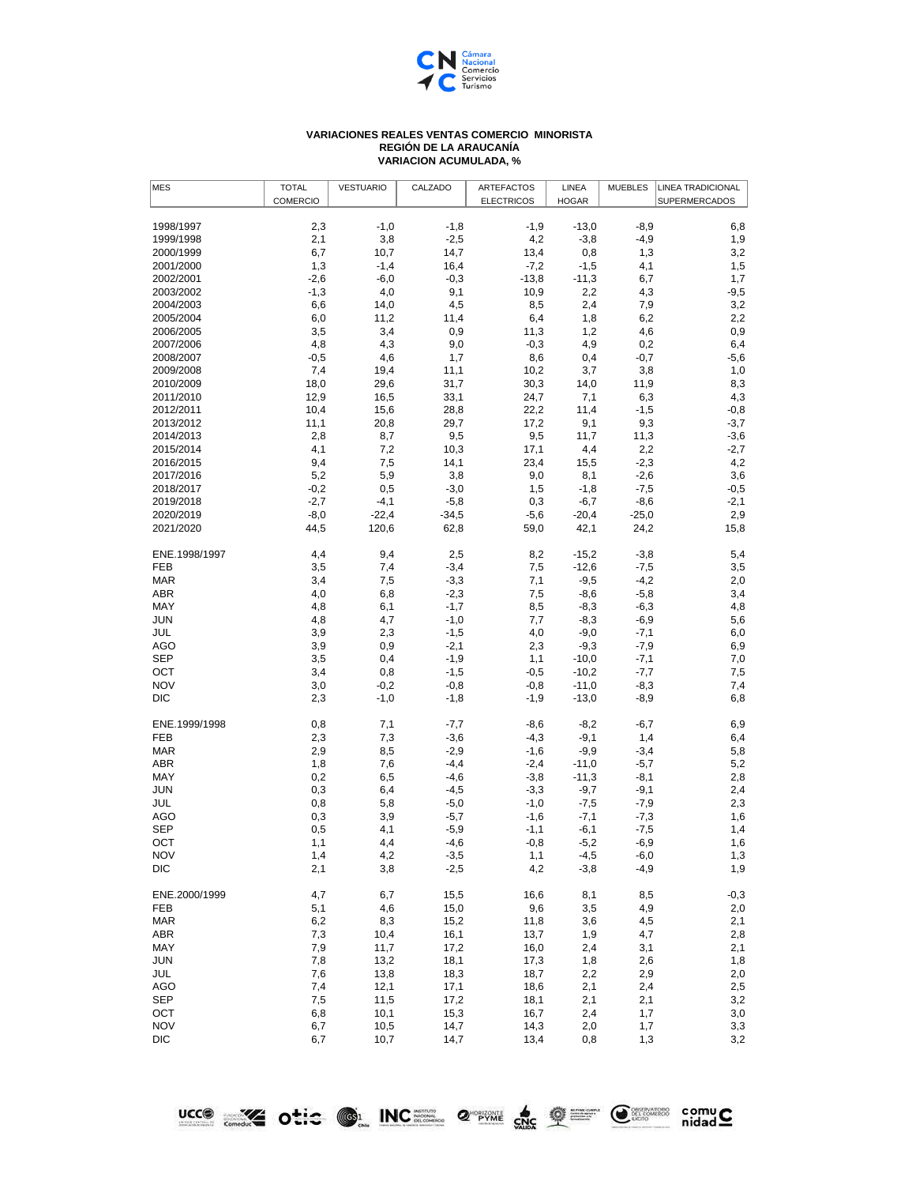**VARIACIONES REALES VENTAS COMERCIO MINORISTA**
**REGIÓN DE LA ARAUCANÍA**
**VARIACION ACUMULADA, %**

| MES | TOTAL COMERCIO | VESTUARIO | CALZADO | ARTEFACTOS ELECTRICOS | LINEA HOGAR | MUEBLES | LINEA TRADICIONAL SUPERMERCADOS |
|---|---|---|---|---|---|---|---|
| 1998/1997 | 2,3 | -1,0 | -1,8 | -1,9 | -13,0 | -8,9 | 6,8 |
| 1999/1998 | 2,1 | 3,8 | -2,5 | 4,2 | -3,8 | -4,9 | 1,9 |
| 2000/1999 | 6,7 | 10,7 | 14,7 | 13,4 | 0,8 | 1,3 | 3,2 |
| 2001/2000 | 1,3 | -1,4 | 16,4 | -7,2 | -1,5 | 4,1 | 1,5 |
| 2002/2001 | -2,6 | -6,0 | -0,3 | -13,8 | -11,3 | 6,7 | 1,7 |
| 2003/2002 | -1,3 | 4,0 | 9,1 | 10,9 | 2,2 | 4,3 | -9,5 |
| 2004/2003 | 6,6 | 14,0 | 4,5 | 8,5 | 2,4 | 7,9 | 3,2 |
| 2005/2004 | 6,0 | 11,2 | 11,4 | 6,4 | 1,8 | 6,2 | 2,2 |
| 2006/2005 | 3,5 | 3,4 | 0,9 | 11,3 | 1,2 | 4,6 | 0,9 |
| 2007/2006 | 4,8 | 4,3 | 9,0 | -0,3 | 4,9 | 0,2 | 6,4 |
| 2008/2007 | -0,5 | 4,6 | 1,7 | 8,6 | 0,4 | -0,7 | -5,6 |
| 2009/2008 | 7,4 | 19,4 | 11,1 | 10,2 | 3,7 | 3,8 | 1,0 |
| 2010/2009 | 18,0 | 29,6 | 31,7 | 30,3 | 14,0 | 11,9 | 8,3 |
| 2011/2010 | 12,9 | 16,5 | 33,1 | 24,7 | 7,1 | 6,3 | 4,3 |
| 2012/2011 | 10,4 | 15,6 | 28,8 | 22,2 | 11,4 | -1,5 | -0,8 |
| 2013/2012 | 11,1 | 20,8 | 29,7 | 17,2 | 9,1 | 9,3 | -3,7 |
| 2014/2013 | 2,8 | 8,7 | 9,5 | 9,5 | 11,7 | 11,3 | -3,6 |
| 2015/2014 | 4,1 | 7,2 | 10,3 | 17,1 | 4,4 | 2,2 | -2,7 |
| 2016/2015 | 9,4 | 7,5 | 14,1 | 23,4 | 15,5 | -2,3 | 4,2 |
| 2017/2016 | 5,2 | 5,9 | 3,8 | 9,0 | 8,1 | -2,6 | 3,6 |
| 2018/2017 | -0,2 | 0,5 | -3,0 | 1,5 | -1,8 | -7,5 | -0,5 |
| 2019/2018 | -2,7 | -4,1 | -5,8 | 0,3 | -6,7 | -8,6 | -2,1 |
| 2020/2019 | -8,0 | -22,4 | -34,5 | -5,6 | -20,4 | -25,0 | 2,9 |
| 2021/2020 | 44,5 | 120,6 | 62,8 | 59,0 | 42,1 | 24,2 | 15,8 |
| | | | | | | | |
| ENE.1998/1997 | 4,4 | 9,4 | 2,5 | 8,2 | -15,2 | -3,8 | 5,4 |
| FEB | 3,5 | 7,4 | -3,4 | 7,5 | -12,6 | -7,5 | 3,5 |
| MAR | 3,4 | 7,5 | -3,3 | 7,1 | -9,5 | -4,2 | 2,0 |
| ABR | 4,0 | 6,8 | -2,3 | 7,5 | -8,6 | -5,8 | 3,4 |
| MAY | 4,8 | 6,1 | -1,7 | 8,5 | -8,3 | -6,3 | 4,8 |
| JUN | 4,8 | 4,7 | -1,0 | 7,7 | -8,3 | -6,9 | 5,6 |
| JUL | 3,9 | 2,3 | -1,5 | 4,0 | -9,0 | -7,1 | 6,0 |
| AGO | 3,9 | 0,9 | -2,1 | 2,3 | -9,3 | -7,9 | 6,9 |
| SEP | 3,5 | 0,4 | -1,9 | 1,1 | -10,0 | -7,1 | 7,0 |
| OCT | 3,4 | 0,8 | -1,5 | -0,5 | -10,2 | -7,7 | 7,5 |
| NOV | 3,0 | -0,2 | -0,8 | -0,8 | -11,0 | -8,3 | 7,4 |
| DIC | 2,3 | -1,0 | -1,8 | -1,9 | -13,0 | -8,9 | 6,8 |
| | | | | | | | |
| ENE.1999/1998 | 0,8 | 7,1 | -7,7 | -8,6 | -8,2 | -6,7 | 6,9 |
| FEB | 2,3 | 7,3 | -3,6 | -4,3 | -9,1 | 1,4 | 6,4 |
| MAR | 2,9 | 8,5 | -2,9 | -1,6 | -9,9 | -3,4 | 5,8 |
| ABR | 1,8 | 7,6 | -4,4 | -2,4 | -11,0 | -5,7 | 5,2 |
| MAY | 0,2 | 6,5 | -4,6 | -3,8 | -11,3 | -8,1 | 2,8 |
| JUN | 0,3 | 6,4 | -4,5 | -3,3 | -9,7 | -9,1 | 2,4 |
| JUL | 0,8 | 5,8 | -5,0 | -1,0 | -7,5 | -7,9 | 2,3 |
| AGO | 0,3 | 3,9 | -5,7 | -1,6 | -7,1 | -7,3 | 1,6 |
| SEP | 0,5 | 4,1 | -5,9 | -1,1 | -6,1 | -7,5 | 1,4 |
| OCT | 1,1 | 4,4 | -4,6 | -0,8 | -5,2 | -6,9 | 1,6 |
| NOV | 1,4 | 4,2 | -3,5 | 1,1 | -4,5 | -6,0 | 1,3 |
| DIC | 2,1 | 3,8 | -2,5 | 4,2 | -3,8 | -4,9 | 1,9 |
| | | | | | | | |
| ENE.2000/1999 | 4,7 | 6,7 | 15,5 | 16,6 | 8,1 | 8,5 | -0,3 |
| FEB | 5,1 | 4,6 | 15,0 | 9,6 | 3,5 | 4,9 | 2,0 |
| MAR | 6,2 | 8,3 | 15,2 | 11,8 | 3,6 | 4,5 | 2,1 |
| ABR | 7,3 | 10,4 | 16,1 | 13,7 | 1,9 | 4,7 | 2,8 |
| MAY | 7,9 | 11,7 | 17,2 | 16,0 | 2,4 | 3,1 | 2,1 |
| JUN | 7,8 | 13,2 | 18,1 | 17,3 | 1,8 | 2,6 | 1,8 |
| JUL | 7,6 | 13,8 | 18,3 | 18,7 | 2,2 | 2,9 | 2,0 |
| AGO | 7,4 | 12,1 | 17,1 | 18,6 | 2,1 | 2,4 | 2,5 |
| SEP | 7,5 | 11,5 | 17,2 | 18,1 | 2,1 | 2,1 | 3,2 |
| OCT | 6,8 | 10,1 | 15,3 | 16,7 | 2,4 | 1,7 | 3,0 |
| NOV | 6,7 | 10,5 | 14,7 | 14,3 | 2,0 | 1,7 | 3,3 |
| DIC | 6,7 | 10,7 | 14,7 | 13,4 | 0,8 | 1,3 | 3,2 |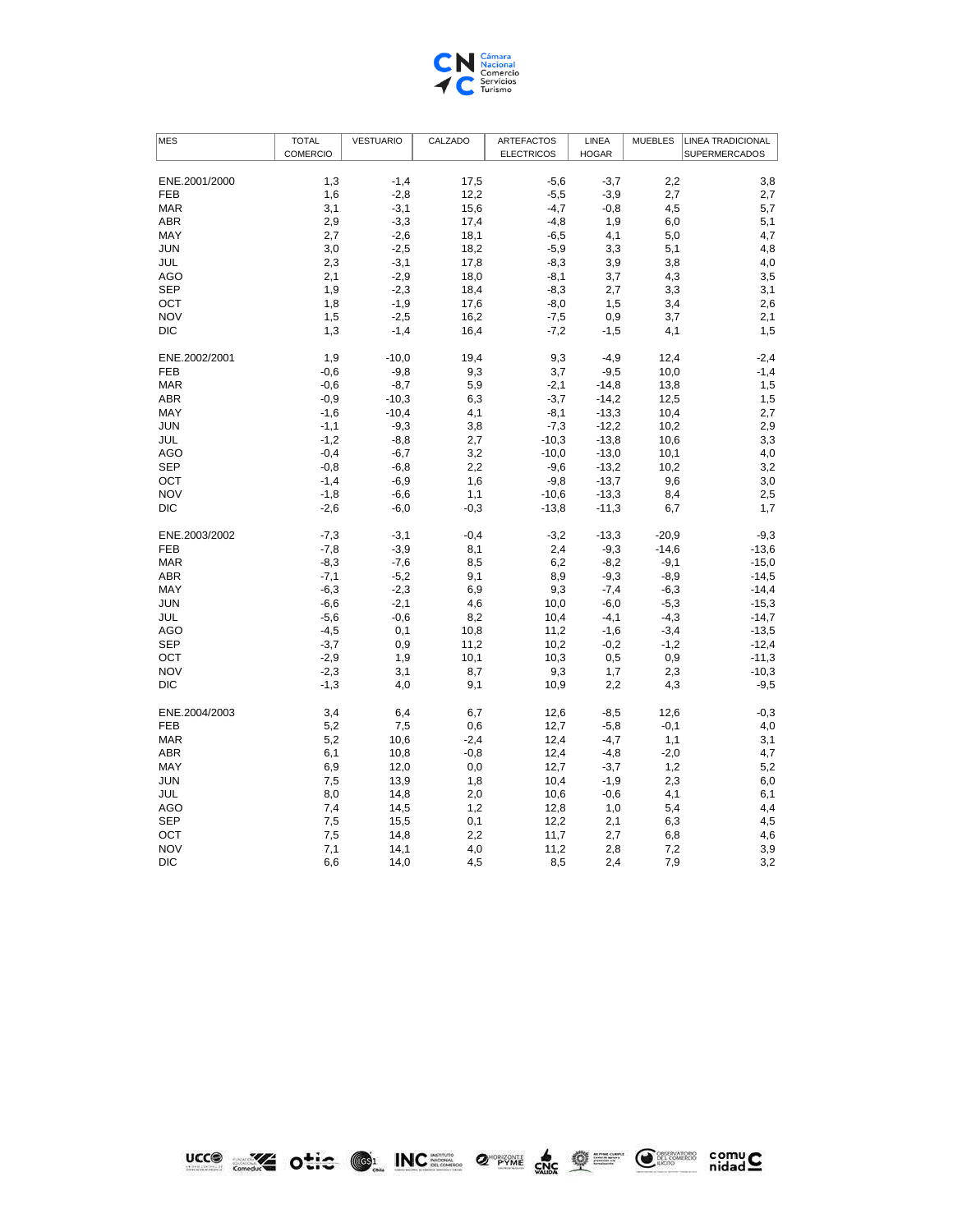| MES | TOTAL COMERCIO | VESTUARIO | CALZADO | ARTEFACTOS ELECTRICOS | LINEA HOGAR | MUEBLES | LINEA TRADICIONAL SUPERMERCADOS |
|---|---|---|---|---|---|---|---|
| ENE.2001/2000 | 1,3 | -1,4 | 17,5 | -5,6 | -3,7 | 2,2 | 3,8 |
| FEB | 1,6 | -2,8 | 12,2 | -5,5 | -3,9 | 2,7 | 2,7 |
| MAR | 3,1 | -3,1 | 15,6 | -4,7 | -0,8 | 4,5 | 5,7 |
| ABR | 2,9 | -3,3 | 17,4 | -4,8 | 1,9 | 6,0 | 5,1 |
| MAY | 2,7 | -2,6 | 18,1 | -6,5 | 4,1 | 5,0 | 4,7 |
| JUN | 3,0 | -2,5 | 18,2 | -5,9 | 3,3 | 5,1 | 4,8 |
| JUL | 2,3 | -3,1 | 17,8 | -8,3 | 3,9 | 3,8 | 4,0 |
| AGO | 2,1 | -2,9 | 18,0 | -8,1 | 3,7 | 4,3 | 3,5 |
| SEP | 1,9 | -2,3 | 18,4 | -8,3 | 2,7 | 3,3 | 3,1 |
| OCT | 1,8 | -1,9 | 17,6 | -8,0 | 1,5 | 3,4 | 2,6 |
| NOV | 1,5 | -2,5 | 16,2 | -7,5 | 0,9 | 3,7 | 2,1 |
| DIC | 1,3 | -1,4 | 16,4 | -7,2 | -1,5 | 4,1 | 1,5 |
| ENE.2002/2001 | 1,9 | -10,0 | 19,4 | 9,3 | -4,9 | 12,4 | -2,4 |
| FEB | -0,6 | -9,8 | 9,3 | 3,7 | -9,5 | 10,0 | -1,4 |
| MAR | -0,6 | -8,7 | 5,9 | -2,1 | -14,8 | 13,8 | 1,5 |
| ABR | -0,9 | -10,3 | 6,3 | -3,7 | -14,2 | 12,5 | 1,5 |
| MAY | -1,6 | -10,4 | 4,1 | -8,1 | -13,3 | 10,4 | 2,7 |
| JUN | -1,1 | -9,3 | 3,8 | -7,3 | -12,2 | 10,2 | 2,9 |
| JUL | -1,2 | -8,8 | 2,7 | -10,3 | -13,8 | 10,6 | 3,3 |
| AGO | -0,4 | -6,7 | 3,2 | -10,0 | -13,0 | 10,1 | 4,0 |
| SEP | -0,8 | -6,8 | 2,2 | -9,6 | -13,2 | 10,2 | 3,2 |
| OCT | -1,4 | -6,9 | 1,6 | -9,8 | -13,7 | 9,6 | 3,0 |
| NOV | -1,8 | -6,6 | 1,1 | -10,6 | -13,3 | 8,4 | 2,5 |
| DIC | -2,6 | -6,0 | -0,3 | -13,8 | -11,3 | 6,7 | 1,7 |
| ENE.2003/2002 | -7,3 | -3,1 | -0,4 | -3,2 | -13,3 | -20,9 | -9,3 |
| FEB | -7,8 | -3,9 | 8,1 | 2,4 | -9,3 | -14,6 | -13,6 |
| MAR | -8,3 | -7,6 | 8,5 | 6,2 | -8,2 | -9,1 | -15,0 |
| ABR | -7,1 | -5,2 | 9,1 | 8,9 | -9,3 | -8,9 | -14,5 |
| MAY | -6,3 | -2,3 | 6,9 | 9,3 | -7,4 | -6,3 | -14,4 |
| JUN | -6,6 | -2,1 | 4,6 | 10,0 | -6,0 | -5,3 | -15,3 |
| JUL | -5,6 | -0,6 | 8,2 | 10,4 | -4,1 | -4,3 | -14,7 |
| AGO | -4,5 | 0,1 | 10,8 | 11,2 | -1,6 | -3,4 | -13,5 |
| SEP | -3,7 | 0,9 | 11,2 | 10,2 | -0,2 | -1,2 | -12,4 |
| OCT | -2,9 | 1,9 | 10,1 | 10,3 | 0,5 | 0,9 | -11,3 |
| NOV | -2,3 | 3,1 | 8,7 | 9,3 | 1,7 | 2,3 | -10,3 |
| DIC | -1,3 | 4,0 | 9,1 | 10,9 | 2,2 | 4,3 | -9,5 |
| ENE.2004/2003 | 3,4 | 6,4 | 6,7 | 12,6 | -8,5 | 12,6 | -0,3 |
| FEB | 5,2 | 7,5 | 0,6 | 12,7 | -5,8 | -0,1 | 4,0 |
| MAR | 5,2 | 10,6 | -2,4 | 12,4 | -4,7 | 1,1 | 3,1 |
| ABR | 6,1 | 10,8 | -0,8 | 12,4 | -4,8 | -2,0 | 4,7 |
| MAY | 6,9 | 12,0 | 0,0 | 12,7 | -3,7 | 1,2 | 5,2 |
| JUN | 7,5 | 13,9 | 1,8 | 10,4 | -1,9 | 2,3 | 6,0 |
| JUL | 8,0 | 14,8 | 2,0 | 10,6 | -0,6 | 4,1 | 6,1 |
| AGO | 7,4 | 14,5 | 1,2 | 12,8 | 1,0 | 5,4 | 4,4 |
| SEP | 7,5 | 15,5 | 0,1 | 12,2 | 2,1 | 6,3 | 4,5 |
| OCT | 7,5 | 14,8 | 2,2 | 11,7 | 2,7 | 6,8 | 4,6 |
| NOV | 7,1 | 14,1 | 4,0 | 11,2 | 2,8 | 7,2 | 3,9 |
| DIC | 6,6 | 14,0 | 4,5 | 8,5 | 2,4 | 7,9 | 3,2 |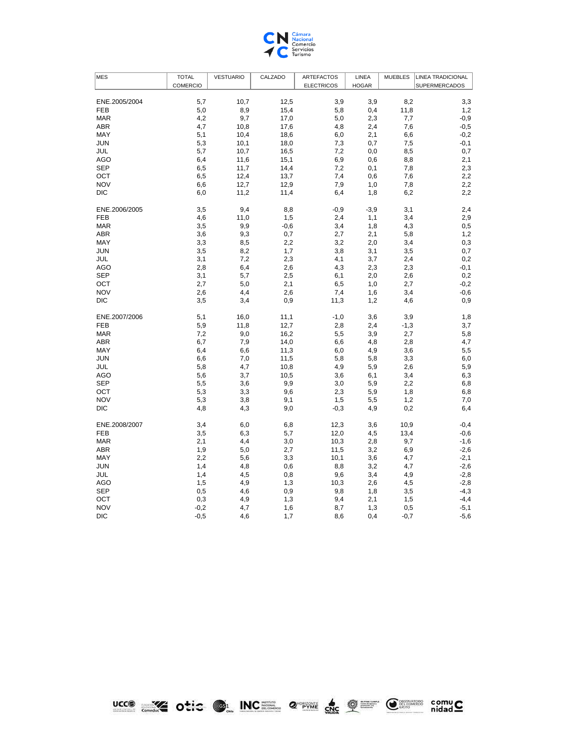| MES | TOTAL COMERCIO | VESTUARIO | CALZADO | ARTEFACTOS ELECTRICOS | LINEA HOGAR | MUEBLES | LINEA TRADICIONAL SUPERMERCADOS |
|---|---|---|---|---|---|---|---|
| ENE.2005/2004 | 5,7 | 10,7 | 12,5 | 3,9 | 3,9 | 8,2 | 3,3 |
| FEB | 5,0 | 8,9 | 15,4 | 5,8 | 0,4 | 11,8 | 1,2 |
| MAR | 4,2 | 9,7 | 17,0 | 5,0 | 2,3 | 7,7 | -0,9 |
| ABR | 4,7 | 10,8 | 17,6 | 4,8 | 2,4 | 7,6 | -0,5 |
| MAY | 5,1 | 10,4 | 18,6 | 6,0 | 2,1 | 6,6 | -0,2 |
| JUN | 5,3 | 10,1 | 18,0 | 7,3 | 0,7 | 7,5 | -0,1 |
| JUL | 5,7 | 10,7 | 16,5 | 7,2 | 0,0 | 8,5 | 0,7 |
| AGO | 6,4 | 11,6 | 15,1 | 6,9 | 0,6 | 8,8 | 2,1 |
| SEP | 6,5 | 11,7 | 14,4 | 7,2 | 0,1 | 7,8 | 2,3 |
| OCT | 6,5 | 12,4 | 13,7 | 7,4 | 0,6 | 7,6 | 2,2 |
| NOV | 6,6 | 12,7 | 12,9 | 7,9 | 1,0 | 7,8 | 2,2 |
| DIC | 6,0 | 11,2 | 11,4 | 6,4 | 1,8 | 6,2 | 2,2 |
| ENE.2006/2005 | 3,5 | 9,4 | 8,8 | -0,9 | -3,9 | 3,1 | 2,4 |
| FEB | 4,6 | 11,0 | 1,5 | 2,4 | 1,1 | 3,4 | 2,9 |
| MAR | 3,5 | 9,9 | -0,6 | 3,4 | 1,8 | 4,3 | 0,5 |
| ABR | 3,6 | 9,3 | 0,7 | 2,7 | 2,1 | 5,8 | 1,2 |
| MAY | 3,3 | 8,5 | 2,2 | 3,2 | 2,0 | 3,4 | 0,3 |
| JUN | 3,5 | 8,2 | 1,7 | 3,8 | 3,1 | 3,5 | 0,7 |
| JUL | 3,1 | 7,2 | 2,3 | 4,1 | 3,7 | 2,4 | 0,2 |
| AGO | 2,8 | 6,4 | 2,6 | 4,3 | 2,3 | 2,3 | -0,1 |
| SEP | 3,1 | 5,7 | 2,5 | 6,1 | 2,0 | 2,6 | 0,2 |
| OCT | 2,7 | 5,0 | 2,1 | 6,5 | 1,0 | 2,7 | -0,2 |
| NOV | 2,6 | 4,4 | 2,6 | 7,4 | 1,6 | 3,4 | -0,6 |
| DIC | 3,5 | 3,4 | 0,9 | 11,3 | 1,2 | 4,6 | 0,9 |
| ENE.2007/2006 | 5,1 | 16,0 | 11,1 | -1,0 | 3,6 | 3,9 | 1,8 |
| FEB | 5,9 | 11,8 | 12,7 | 2,8 | 2,4 | -1,3 | 3,7 |
| MAR | 7,2 | 9,0 | 16,2 | 5,5 | 3,9 | 2,7 | 5,8 |
| ABR | 6,7 | 7,9 | 14,0 | 6,6 | 4,8 | 2,8 | 4,7 |
| MAY | 6,4 | 6,6 | 11,3 | 6,0 | 4,9 | 3,6 | 5,5 |
| JUN | 6,6 | 7,0 | 11,5 | 5,8 | 5,8 | 3,3 | 6,0 |
| JUL | 5,8 | 4,7 | 10,8 | 4,9 | 5,9 | 2,6 | 5,9 |
| AGO | 5,6 | 3,7 | 10,5 | 3,6 | 6,1 | 3,4 | 6,3 |
| SEP | 5,5 | 3,6 | 9,9 | 3,0 | 5,9 | 2,2 | 6,8 |
| OCT | 5,3 | 3,3 | 9,6 | 2,3 | 5,9 | 1,8 | 6,8 |
| NOV | 5,3 | 3,8 | 9,1 | 1,5 | 5,5 | 1,2 | 7,0 |
| DIC | 4,8 | 4,3 | 9,0 | -0,3 | 4,9 | 0,2 | 6,4 |
| ENE.2008/2007 | 3,4 | 6,0 | 6,8 | 12,3 | 3,6 | 10,9 | -0,4 |
| FEB | 3,5 | 6,3 | 5,7 | 12,0 | 4,5 | 13,4 | -0,6 |
| MAR | 2,1 | 4,4 | 3,0 | 10,3 | 2,8 | 9,7 | -1,6 |
| ABR | 1,9 | 5,0 | 2,7 | 11,5 | 3,2 | 6,9 | -2,6 |
| MAY | 2,2 | 5,6 | 3,3 | 10,1 | 3,6 | 4,7 | -2,1 |
| JUN | 1,4 | 4,8 | 0,6 | 8,8 | 3,2 | 4,7 | -2,6 |
| JUL | 1,4 | 4,5 | 0,8 | 9,6 | 3,4 | 4,9 | -2,8 |
| AGO | 1,5 | 4,9 | 1,3 | 10,3 | 2,6 | 4,5 | -2,8 |
| SEP | 0,5 | 4,6 | 0,9 | 9,8 | 1,8 | 3,5 | -4,3 |
| OCT | 0,3 | 4,9 | 1,3 | 9,4 | 2,1 | 1,5 | -4,4 |
| NOV | -0,2 | 4,7 | 1,6 | 8,7 | 1,3 | 0,5 | -5,1 |
| DIC | -0,5 | 4,6 | 1,7 | 8,6 | 0,4 | -0,7 | -5,6 |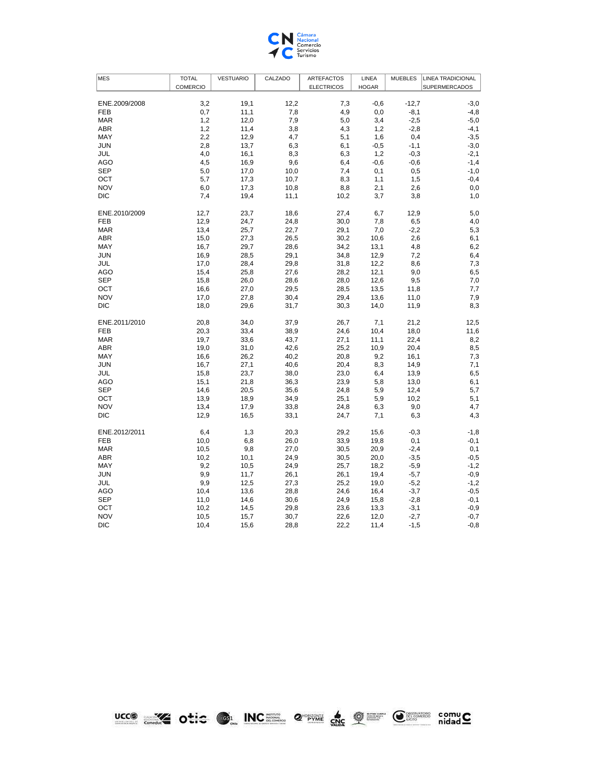| MES | TOTAL COMERCIO | VESTUARIO | CALZADO | ARTEFACTOS ELECTRICOS | LINEA HOGAR | MUEBLES | LINEA TRADICIONAL SUPERMERCADOS |
|---|---|---|---|---|---|---|---|
| ENE.2009/2008 | 3,2 | 19,1 | 12,2 | 7,3 | -0,6 | -12,7 | -3,0 |
| FEB | 0,7 | 11,1 | 7,8 | 4,9 | 0,0 | -8,1 | -4,8 |
| MAR | 1,2 | 12,0 | 7,9 | 5,0 | 3,4 | -2,5 | -5,0 |
| ABR | 1,2 | 11,4 | 3,8 | 4,3 | 1,2 | -2,8 | -4,1 |
| MAY | 2,2 | 12,9 | 4,7 | 5,1 | 1,6 | 0,4 | -3,5 |
| JUN | 2,8 | 13,7 | 6,3 | 6,1 | -0,5 | -1,1 | -3,0 |
| JUL | 4,0 | 16,1 | 8,3 | 6,3 | 1,2 | -0,3 | -2,1 |
| AGO | 4,5 | 16,9 | 9,6 | 6,4 | -0,6 | -0,6 | -1,4 |
| SEP | 5,0 | 17,0 | 10,0 | 7,4 | 0,1 | 0,5 | -1,0 |
| OCT | 5,7 | 17,3 | 10,7 | 8,3 | 1,1 | 1,5 | -0,4 |
| NOV | 6,0 | 17,3 | 10,8 | 8,8 | 2,1 | 2,6 | 0,0 |
| DIC | 7,4 | 19,4 | 11,1 | 10,2 | 3,7 | 3,8 | 1,0 |
| ENE.2010/2009 | 12,7 | 23,7 | 18,6 | 27,4 | 6,7 | 12,9 | 5,0 |
| FEB | 12,9 | 24,7 | 24,8 | 30,0 | 7,8 | 6,5 | 4,0 |
| MAR | 13,4 | 25,7 | 22,7 | 29,1 | 7,0 | -2,2 | 5,3 |
| ABR | 15,0 | 27,3 | 26,5 | 30,2 | 10,6 | 2,6 | 6,1 |
| MAY | 16,7 | 29,7 | 28,6 | 34,2 | 13,1 | 4,8 | 6,2 |
| JUN | 16,9 | 28,5 | 29,1 | 34,8 | 12,9 | 7,2 | 6,4 |
| JUL | 17,0 | 28,4 | 29,8 | 31,8 | 12,2 | 8,6 | 7,3 |
| AGO | 15,4 | 25,8 | 27,6 | 28,2 | 12,1 | 9,0 | 6,5 |
| SEP | 15,8 | 26,0 | 28,6 | 28,0 | 12,6 | 9,5 | 7,0 |
| OCT | 16,6 | 27,0 | 29,5 | 28,5 | 13,5 | 11,8 | 7,7 |
| NOV | 17,0 | 27,8 | 30,4 | 29,4 | 13,6 | 11,0 | 7,9 |
| DIC | 18,0 | 29,6 | 31,7 | 30,3 | 14,0 | 11,9 | 8,3 |
| ENE.2011/2010 | 20,8 | 34,0 | 37,9 | 26,7 | 7,1 | 21,2 | 12,5 |
| FEB | 20,3 | 33,4 | 38,9 | 24,6 | 10,4 | 18,0 | 11,6 |
| MAR | 19,7 | 33,6 | 43,7 | 27,1 | 11,1 | 22,4 | 8,2 |
| ABR | 19,0 | 31,0 | 42,6 | 25,2 | 10,9 | 20,4 | 8,5 |
| MAY | 16,6 | 26,2 | 40,2 | 20,8 | 9,2 | 16,1 | 7,3 |
| JUN | 16,7 | 27,1 | 40,6 | 20,4 | 8,3 | 14,9 | 7,1 |
| JUL | 15,8 | 23,7 | 38,0 | 23,0 | 6,4 | 13,9 | 6,5 |
| AGO | 15,1 | 21,8 | 36,3 | 23,9 | 5,8 | 13,0 | 6,1 |
| SEP | 14,6 | 20,5 | 35,6 | 24,8 | 5,9 | 12,4 | 5,7 |
| OCT | 13,9 | 18,9 | 34,9 | 25,1 | 5,9 | 10,2 | 5,1 |
| NOV | 13,4 | 17,9 | 33,8 | 24,8 | 6,3 | 9,0 | 4,7 |
| DIC | 12,9 | 16,5 | 33,1 | 24,7 | 7,1 | 6,3 | 4,3 |
| ENE.2012/2011 | 6,4 | 1,3 | 20,3 | 29,2 | 15,6 | -0,3 | -1,8 |
| FEB | 10,0 | 6,8 | 26,0 | 33,9 | 19,8 | 0,1 | -0,1 |
| MAR | 10,5 | 9,8 | 27,0 | 30,5 | 20,9 | -2,4 | 0,1 |
| ABR | 10,2 | 10,1 | 24,9 | 30,5 | 20,0 | -3,5 | -0,5 |
| MAY | 9,2 | 10,5 | 24,9 | 25,7 | 18,2 | -5,9 | -1,2 |
| JUN | 9,9 | 11,7 | 26,1 | 26,1 | 19,4 | -5,7 | -0,9 |
| JUL | 9,9 | 12,5 | 27,3 | 25,2 | 19,0 | -5,2 | -1,2 |
| AGO | 10,4 | 13,6 | 28,8 | 24,6 | 16,4 | -3,7 | -0,5 |
| SEP | 11,0 | 14,6 | 30,6 | 24,9 | 15,8 | -2,8 | -0,1 |
| OCT | 10,2 | 14,5 | 29,8 | 23,6 | 13,3 | -3,1 | -0,9 |
| NOV | 10,5 | 15,7 | 30,7 | 22,6 | 12,0 | -2,7 | -0,7 |
| DIC | 10,4 | 15,6 | 28,8 | 22,2 | 11,4 | -1,5 | -0,8 |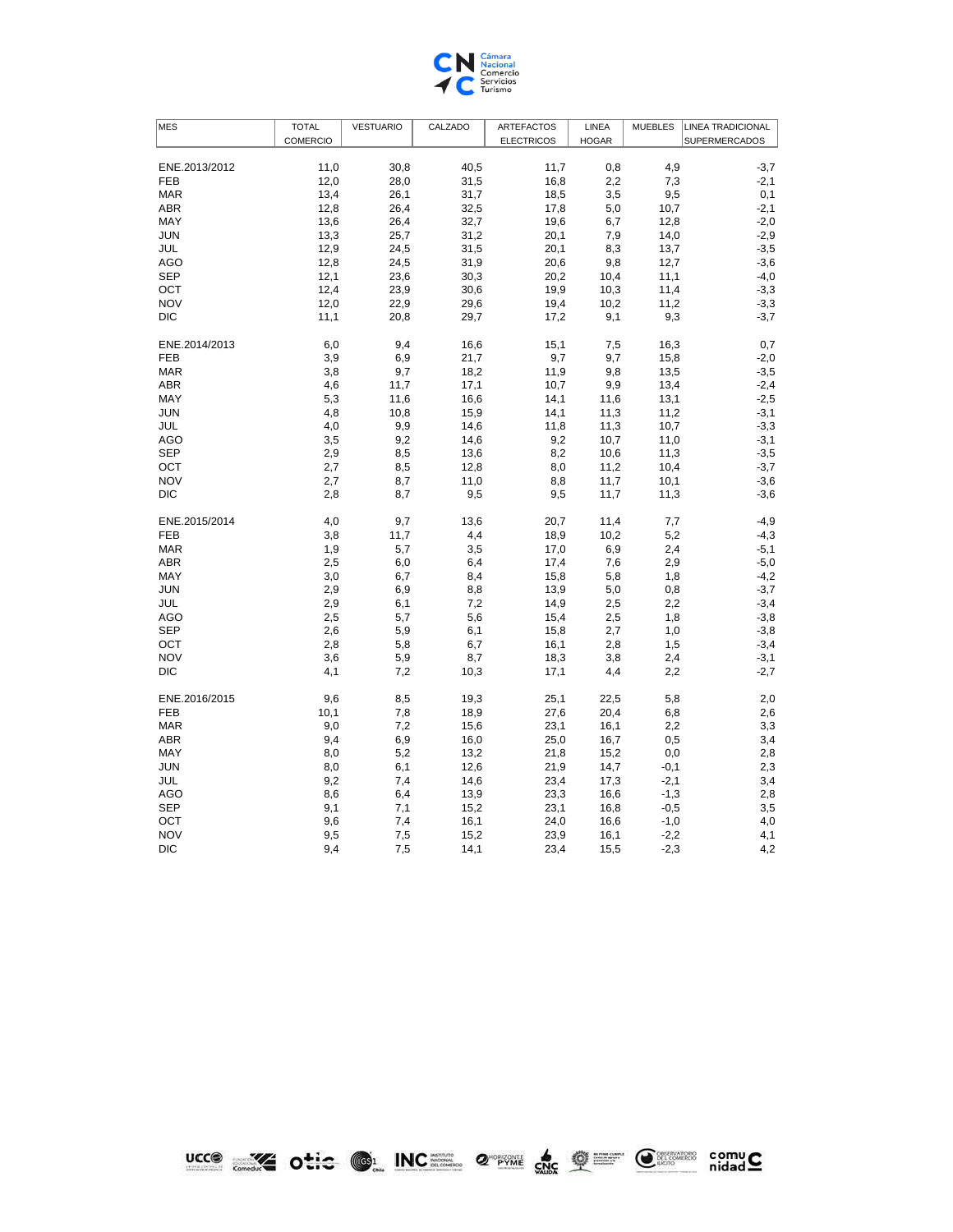| MES | TOTAL COMERCIO | VESTUARIO | CALZADO | ARTEFACTOS ELECTRICOS | LINEA HOGAR | MUEBLES | LINEA TRADICIONAL SUPERMERCADOS |
|---|---|---|---|---|---|---|---|
| ENE.2013/2012 | 11,0 | 30,8 | 40,5 | 11,7 | 0,8 | 4,9 | -3,7 |
| FEB | 12,0 | 28,0 | 31,5 | 16,8 | 2,2 | 7,3 | -2,1 |
| MAR | 13,4 | 26,1 | 31,7 | 18,5 | 3,5 | 9,5 | 0,1 |
| ABR | 12,8 | 26,4 | 32,5 | 17,8 | 5,0 | 10,7 | -2,1 |
| MAY | 13,6 | 26,4 | 32,7 | 19,6 | 6,7 | 12,8 | -2,0 |
| JUN | 13,3 | 25,7 | 31,2 | 20,1 | 7,9 | 14,0 | -2,9 |
| JUL | 12,9 | 24,5 | 31,5 | 20,1 | 8,3 | 13,7 | -3,5 |
| AGO | 12,8 | 24,5 | 31,9 | 20,6 | 9,8 | 12,7 | -3,6 |
| SEP | 12,1 | 23,6 | 30,3 | 20,2 | 10,4 | 11,1 | -4,0 |
| OCT | 12,4 | 23,9 | 30,6 | 19,9 | 10,3 | 11,4 | -3,3 |
| NOV | 12,0 | 22,9 | 29,6 | 19,4 | 10,2 | 11,2 | -3,3 |
| DIC | 11,1 | 20,8 | 29,7 | 17,2 | 9,1 | 9,3 | -3,7 |
| ENE.2014/2013 | 6,0 | 9,4 | 16,6 | 15,1 | 7,5 | 16,3 | 0,7 |
| FEB | 3,9 | 6,9 | 21,7 | 9,7 | 9,7 | 15,8 | -2,0 |
| MAR | 3,8 | 9,7 | 18,2 | 11,9 | 9,8 | 13,5 | -3,5 |
| ABR | 4,6 | 11,7 | 17,1 | 10,7 | 9,9 | 13,4 | -2,4 |
| MAY | 5,3 | 11,6 | 16,6 | 14,1 | 11,6 | 13,1 | -2,5 |
| JUN | 4,8 | 10,8 | 15,9 | 14,1 | 11,3 | 11,2 | -3,1 |
| JUL | 4,0 | 9,9 | 14,6 | 11,8 | 11,3 | 10,7 | -3,3 |
| AGO | 3,5 | 9,2 | 14,6 | 9,2 | 10,7 | 11,0 | -3,1 |
| SEP | 2,9 | 8,5 | 13,6 | 8,2 | 10,6 | 11,3 | -3,5 |
| OCT | 2,7 | 8,5 | 12,8 | 8,0 | 11,2 | 10,4 | -3,7 |
| NOV | 2,7 | 8,7 | 11,0 | 8,8 | 11,7 | 10,1 | -3,6 |
| DIC | 2,8 | 8,7 | 9,5 | 9,5 | 11,7 | 11,3 | -3,6 |
| ENE.2015/2014 | 4,0 | 9,7 | 13,6 | 20,7 | 11,4 | 7,7 | -4,9 |
| FEB | 3,8 | 11,7 | 4,4 | 18,9 | 10,2 | 5,2 | -4,3 |
| MAR | 1,9 | 5,7 | 3,5 | 17,0 | 6,9 | 2,4 | -5,1 |
| ABR | 2,5 | 6,0 | 6,4 | 17,4 | 7,6 | 2,9 | -5,0 |
| MAY | 3,0 | 6,7 | 8,4 | 15,8 | 5,8 | 1,8 | -4,2 |
| JUN | 2,9 | 6,9 | 8,8 | 13,9 | 5,0 | 0,8 | -3,7 |
| JUL | 2,9 | 6,1 | 7,2 | 14,9 | 2,5 | 2,2 | -3,4 |
| AGO | 2,5 | 5,7 | 5,6 | 15,4 | 2,5 | 1,8 | -3,8 |
| SEP | 2,6 | 5,9 | 6,1 | 15,8 | 2,7 | 1,0 | -3,8 |
| OCT | 2,8 | 5,8 | 6,7 | 16,1 | 2,8 | 1,5 | -3,4 |
| NOV | 3,6 | 5,9 | 8,7 | 18,3 | 3,8 | 2,4 | -3,1 |
| DIC | 4,1 | 7,2 | 10,3 | 17,1 | 4,4 | 2,2 | -2,7 |
| ENE.2016/2015 | 9,6 | 8,5 | 19,3 | 25,1 | 22,5 | 5,8 | 2,0 |
| FEB | 10,1 | 7,8 | 18,9 | 27,6 | 20,4 | 6,8 | 2,6 |
| MAR | 9,0 | 7,2 | 15,6 | 23,1 | 16,1 | 2,2 | 3,3 |
| ABR | 9,4 | 6,9 | 16,0 | 25,0 | 16,7 | 0,5 | 3,4 |
| MAY | 8,0 | 5,2 | 13,2 | 21,8 | 15,2 | 0,0 | 2,8 |
| JUN | 8,0 | 6,1 | 12,6 | 21,9 | 14,7 | -0,1 | 2,3 |
| JUL | 9,2 | 7,4 | 14,6 | 23,4 | 17,3 | -2,1 | 3,4 |
| AGO | 8,6 | 6,4 | 13,9 | 23,3 | 16,6 | -1,3 | 2,8 |
| SEP | 9,1 | 7,1 | 15,2 | 23,1 | 16,8 | -0,5 | 3,5 |
| OCT | 9,6 | 7,4 | 16,1 | 24,0 | 16,6 | -1,0 | 4,0 |
| NOV | 9,5 | 7,5 | 15,2 | 23,9 | 16,1 | -2,2 | 4,1 |
| DIC | 9,4 | 7,5 | 14,1 | 23,4 | 15,5 | -2,3 | 4,2 |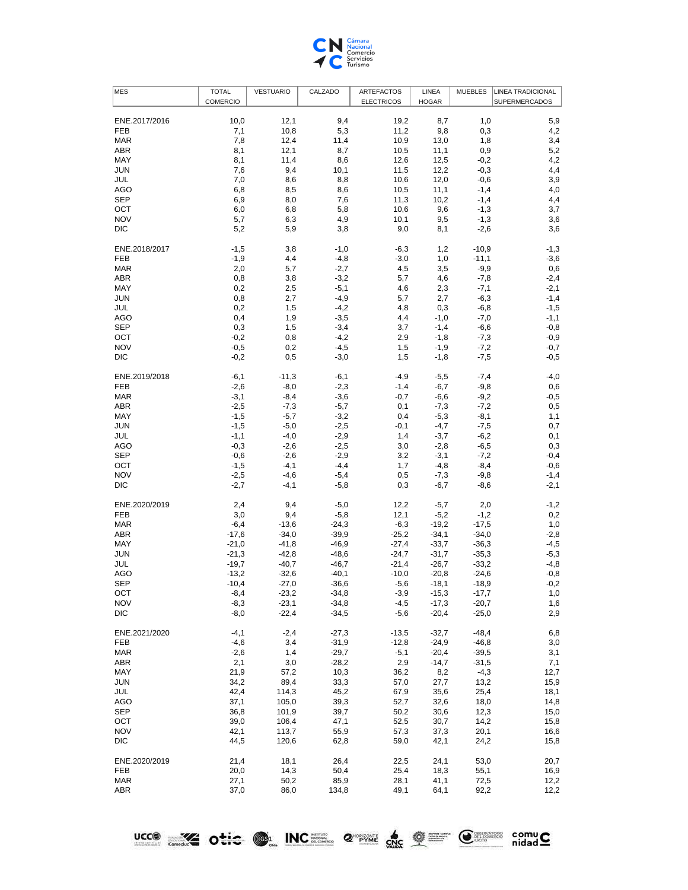| MES | TOTAL COMERCIO | VESTUARIO | CALZADO | ARTEFACTOS ELECTRICOS | LINEA HOGAR | MUEBLES | LINEA TRADICIONAL SUPERMERCADOS |
|---|---|---|---|---|---|---|---|
| ENE.2017/2016 | 10,0 | 12,1 | 9,4 | 19,2 | 8,7 | 1,0 | 5,9 |
| FEB | 7,1 | 10,8 | 5,3 | 11,2 | 9,8 | 0,3 | 4,2 |
| MAR | 7,8 | 12,4 | 11,4 | 10,9 | 13,0 | 1,8 | 3,4 |
| ABR | 8,1 | 12,1 | 8,7 | 10,5 | 11,1 | 0,9 | 5,2 |
| MAY | 8,1 | 11,4 | 8,6 | 12,6 | 12,5 | -0,2 | 4,2 |
| JUN | 7,6 | 9,4 | 10,1 | 11,5 | 12,2 | -0,3 | 4,4 |
| JUL | 7,0 | 8,6 | 8,8 | 10,6 | 12,0 | -0,6 | 3,9 |
| AGO | 6,8 | 8,5 | 8,6 | 10,5 | 11,1 | -1,4 | 4,0 |
| SEP | 6,9 | 8,0 | 7,6 | 11,3 | 10,2 | -1,4 | 4,4 |
| OCT | 6,0 | 6,8 | 5,8 | 10,6 | 9,6 | -1,3 | 3,7 |
| NOV | 5,7 | 6,3 | 4,9 | 10,1 | 9,5 | -1,3 | 3,6 |
| DIC | 5,2 | 5,9 | 3,8 | 9,0 | 8,1 | -2,6 | 3,6 |
| ENE.2018/2017 | -1,5 | 3,8 | -1,0 | -6,3 | 1,2 | -10,9 | -1,3 |
| FEB | -1,9 | 4,4 | -4,8 | -3,0 | 1,0 | -11,1 | -3,6 |
| MAR | 2,0 | 5,7 | -2,7 | 4,5 | 3,5 | -9,9 | 0,6 |
| ABR | 0,8 | 3,8 | -3,2 | 5,7 | 4,6 | -7,8 | -2,4 |
| MAY | 0,2 | 2,5 | -5,1 | 4,6 | 2,3 | -7,1 | -2,1 |
| JUN | 0,8 | 2,7 | -4,9 | 5,7 | 2,7 | -6,3 | -1,4 |
| JUL | 0,2 | 1,5 | -4,2 | 4,8 | 0,3 | -6,8 | -1,5 |
| AGO | 0,4 | 1,9 | -3,5 | 4,4 | -1,0 | -7,0 | -1,1 |
| SEP | 0,3 | 1,5 | -3,4 | 3,7 | -1,4 | -6,6 | -0,8 |
| OCT | -0,2 | 0,8 | -4,2 | 2,9 | -1,8 | -7,3 | -0,9 |
| NOV | -0,5 | 0,2 | -4,5 | 1,5 | -1,9 | -7,2 | -0,7 |
| DIC | -0,2 | 0,5 | -3,0 | 1,5 | -1,8 | -7,5 | -0,5 |
| ENE.2019/2018 | -6,1 | -11,3 | -6,1 | -4,9 | -5,5 | -7,4 | -4,0 |
| FEB | -2,6 | -8,0 | -2,3 | -1,4 | -6,7 | -9,8 | 0,6 |
| MAR | -3,1 | -8,4 | -3,6 | -0,7 | -6,6 | -9,2 | -0,5 |
| ABR | -2,5 | -7,3 | -5,7 | 0,1 | -7,3 | -7,2 | 0,5 |
| MAY | -1,5 | -5,7 | -3,2 | 0,4 | -5,3 | -8,1 | 1,1 |
| JUN | -1,5 | -5,0 | -2,5 | -0,1 | -4,7 | -7,5 | 0,7 |
| JUL | -1,1 | -4,0 | -2,9 | 1,4 | -3,7 | -6,2 | 0,1 |
| AGO | -0,3 | -2,6 | -2,5 | 3,0 | -2,8 | -6,5 | 0,3 |
| SEP | -0,6 | -2,6 | -2,9 | 3,2 | -3,1 | -7,2 | -0,4 |
| OCT | -1,5 | -4,1 | -4,4 | 1,7 | -4,8 | -8,4 | -0,6 |
| NOV | -2,5 | -4,6 | -5,4 | 0,5 | -7,3 | -9,8 | -1,4 |
| DIC | -2,7 | -4,1 | -5,8 | 0,3 | -6,7 | -8,6 | -2,1 |
| ENE.2020/2019 | 2,4 | 9,4 | -5,0 | 12,2 | -5,7 | 2,0 | -1,2 |
| FEB | 3,0 | 9,4 | -5,8 | 12,1 | -5,2 | -1,2 | 0,2 |
| MAR | -6,4 | -13,6 | -24,3 | -6,3 | -19,2 | -17,5 | 1,0 |
| ABR | -17,6 | -34,0 | -39,9 | -25,2 | -34,1 | -34,0 | -2,8 |
| MAY | -21,0 | -41,8 | -46,9 | -27,4 | -33,7 | -36,3 | -4,5 |
| JUN | -21,3 | -42,8 | -48,6 | -24,7 | -31,7 | -35,3 | -5,3 |
| JUL | -19,7 | -40,7 | -46,7 | -21,4 | -26,7 | -33,2 | -4,8 |
| AGO | -13,2 | -32,6 | -40,1 | -10,0 | -20,8 | -24,6 | -0,8 |
| SEP | -10,4 | -27,0 | -36,6 | -5,6 | -18,1 | -18,9 | -0,2 |
| OCT | -8,4 | -23,2 | -34,8 | -3,9 | -15,3 | -17,7 | 1,0 |
| NOV | -8,3 | -23,1 | -34,8 | -4,5 | -17,3 | -20,7 | 1,6 |
| DIC | -8,0 | -22,4 | -34,5 | -5,6 | -20,4 | -25,0 | 2,9 |
| ENE.2021/2020 | -4,1 | -2,4 | -27,3 | -13,5 | -32,7 | -48,4 | 6,8 |
| FEB | -4,6 | 3,4 | -31,9 | -12,8 | -24,9 | -46,8 | 3,0 |
| MAR | -2,6 | 1,4 | -29,7 | -5,1 | -20,4 | -39,5 | 3,1 |
| ABR | 2,1 | 3,0 | -28,2 | 2,9 | -14,7 | -31,5 | 7,1 |
| MAY | 21,9 | 57,2 | 10,3 | 36,2 | 8,2 | -4,3 | 12,7 |
| JUN | 34,2 | 89,4 | 33,3 | 57,0 | 27,7 | 13,2 | 15,9 |
| JUL | 42,4 | 114,3 | 45,2 | 67,9 | 35,6 | 25,4 | 18,1 |
| AGO | 37,1 | 105,0 | 39,3 | 52,7 | 32,6 | 18,0 | 14,8 |
| SEP | 36,8 | 101,9 | 39,7 | 50,2 | 30,6 | 12,3 | 15,0 |
| OCT | 39,0 | 106,4 | 47,1 | 52,5 | 30,7 | 14,2 | 15,8 |
| NOV | 42,1 | 113,7 | 55,9 | 57,3 | 37,3 | 20,1 | 16,6 |
| DIC | 44,5 | 120,6 | 62,8 | 59,0 | 42,1 | 24,2 | 15,8 |
| ENE.2020/2019 | 21,4 | 18,1 | 26,4 | 22,5 | 24,1 | 53,0 | 20,7 |
| FEB | 20,0 | 14,3 | 50,4 | 25,4 | 18,3 | 55,1 | 16,9 |
| MAR | 27,1 | 50,2 | 85,9 | 28,1 | 41,1 | 72,5 | 12,2 |
| ABR | 37,0 | 86,0 | 134,8 | 49,1 | 64,1 | 92,2 | 12,2 |